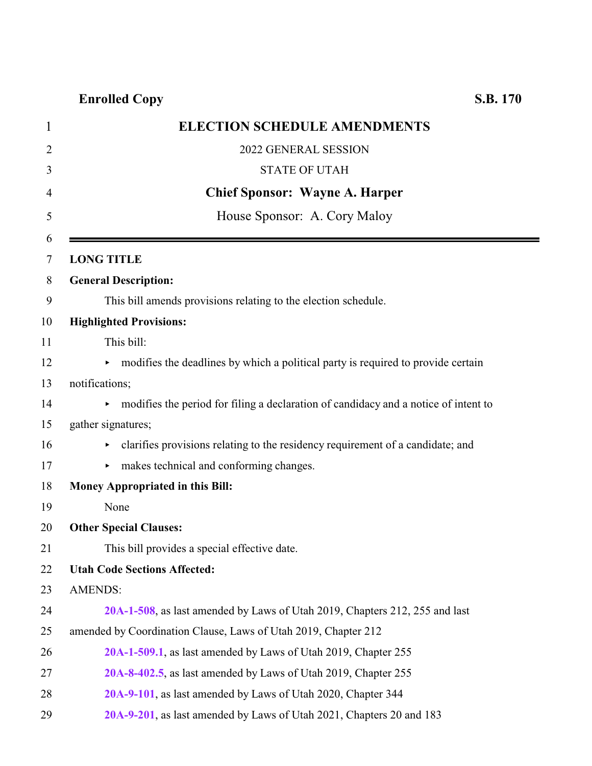**Enrolled Copy** **S.B. 170**

# ELECTION SCHEDULE AMENDMENTS

2022 GENERAL SESSION

STATE OF UTAH

**Chief Sponsor: Wayne A. Harper**

House Sponsor: A. Cory Maloy

---

**LONG TITLE**

**General Description:**

This bill amends provisions relating to the election schedule.

**Highlighted Provisions:**

This bill:

- modifies the deadlines by which a political party is required to provide certain notifications;
- modifies the period for filing a declaration of candidacy and a notice of intent to gather signatures;
- clarifies provisions relating to the residency requirement of a candidate; and
- makes technical and conforming changes.

**Money Appropriated in this Bill:**

None

**Other Special Clauses:**

This bill provides a special effective date.

**Utah Code Sections Affected:**

AMENDS:

**20A-1-508**, as last amended by Laws of Utah 2019, Chapters 212, 255 and last amended by Coordination Clause, Laws of Utah 2019, Chapter 212

**20A-1-509.1**, as last amended by Laws of Utah 2019, Chapter 255

**20A-8-402.5**, as last amended by Laws of Utah 2019, Chapter 255

**20A-9-101**, as last amended by Laws of Utah 2020, Chapter 344

**20A-9-201**, as last amended by Laws of Utah 2021, Chapters 20 and 183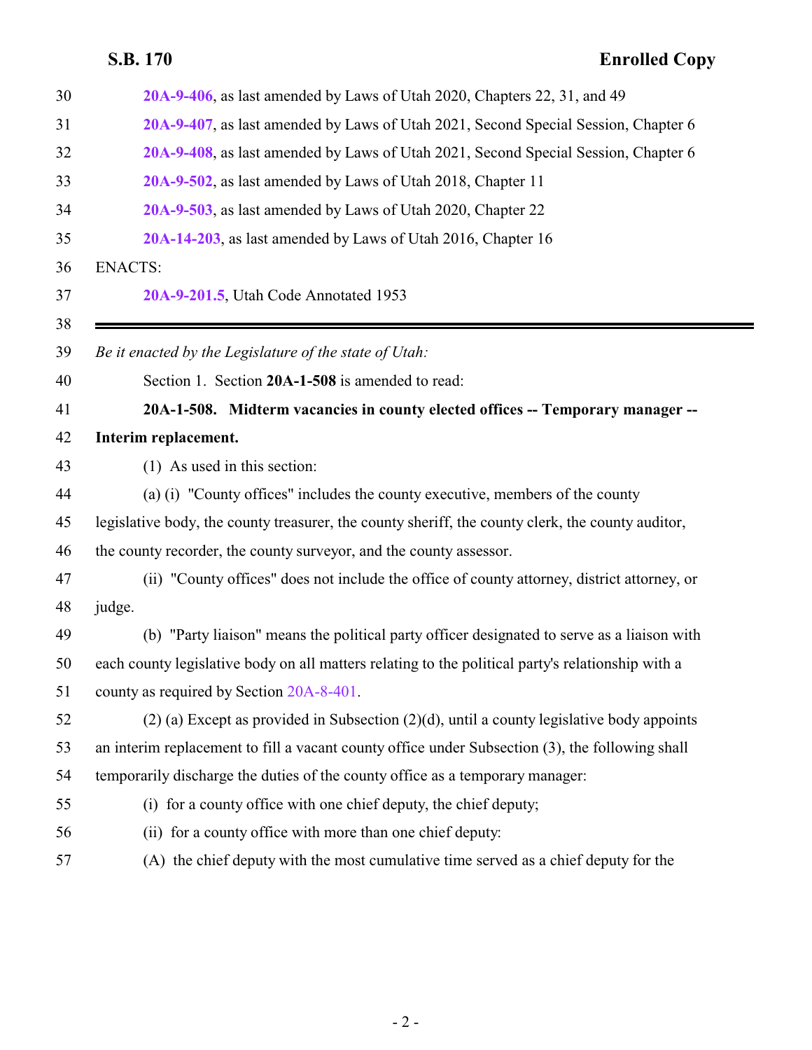20A-9-406, as last amended by Laws of Utah 2020, Chapters 22, 31, and 49

20A-9-407, as last amended by Laws of Utah 2021, Second Special Session, Chapter 6

20A-9-408, as last amended by Laws of Utah 2021, Second Special Session, Chapter 6

20A-9-502, as last amended by Laws of Utah 2018, Chapter 11

20A-9-503, as last amended by Laws of Utah 2020, Chapter 22

20A-14-203, as last amended by Laws of Utah 2016, Chapter 16

ENACTS:

20A-9-201.5, Utah Code Annotated 1953

---

*Be it enacted by the Legislature of the state of Utah:*

Section 1. Section **20A-1-508** is amended to read:

**20A-1-508. Midterm vacancies in county elected offices -- Temporary manager -- Interim replacement.**

(1) As used in this section:

(a) (i) "County offices" includes the county executive, members of the county legislative body, the county treasurer, the county sheriff, the county clerk, the county auditor, the county recorder, the county surveyor, and the county assessor.

(ii) "County offices" does not include the office of county attorney, district attorney, or judge.

(b) "Party liaison" means the political party officer designated to serve as a liaison with each county legislative body on all matters relating to the political party's relationship with a county as required by Section 20A-8-401.

(2) (a) Except as provided in Subsection (2)(d), until a county legislative body appoints an interim replacement to fill a vacant county office under Subsection (3), the following shall temporarily discharge the duties of the county office as a temporary manager:

(i) for a county office with one chief deputy, the chief deputy;

(ii) for a county office with more than one chief deputy:

(A) the chief deputy with the most cumulative time served as a chief deputy for the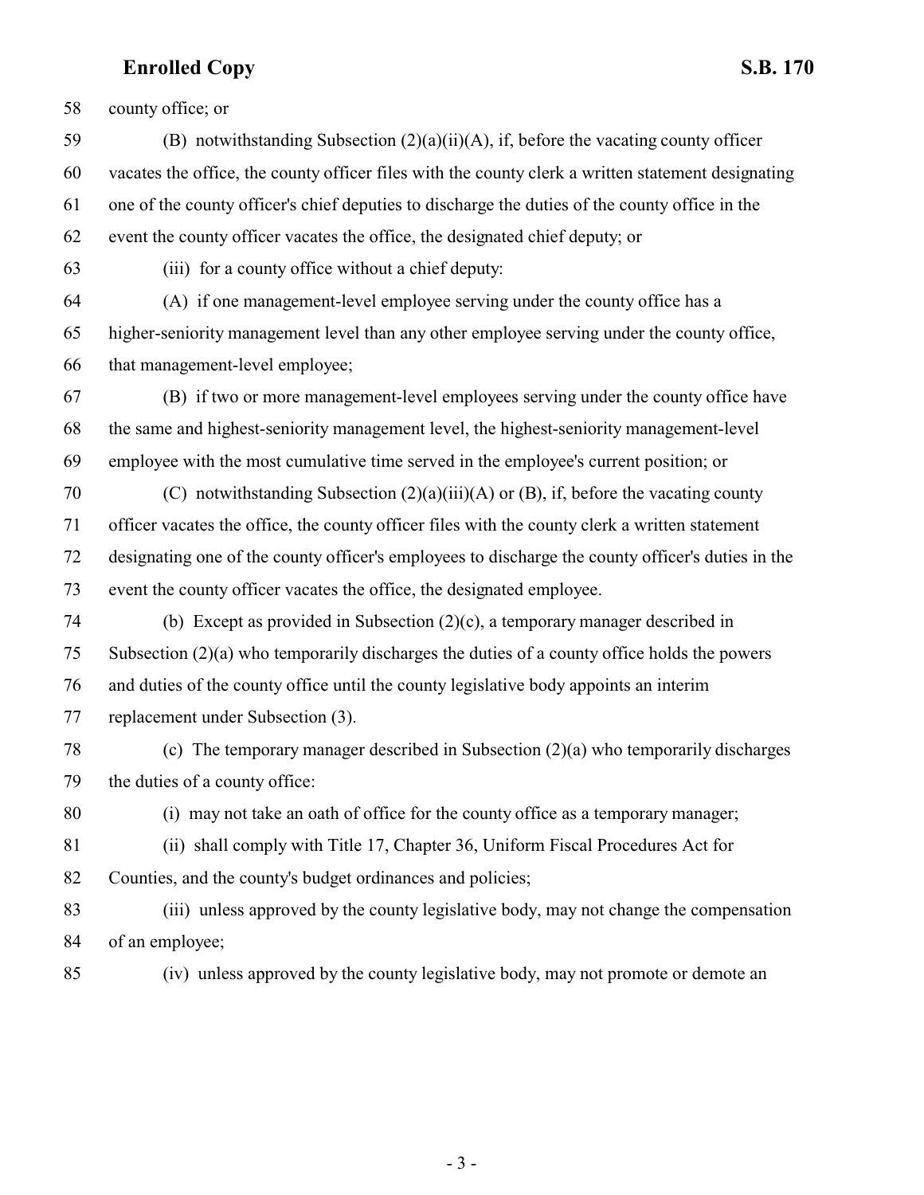county office; or

(B) notwithstanding Subsection (2)(a)(ii)(A), if, before the vacating county officer vacates the office, the county officer files with the county clerk a written statement designating one of the county officer's chief deputies to discharge the duties of the county office in the event the county officer vacates the office, the designated chief deputy; or

(iii) for a county office without a chief deputy:

(A) if one management-level employee serving under the county office has a higher-seniority management level than any other employee serving under the county office, that management-level employee;

(B) if two or more management-level employees serving under the county office have the same and highest-seniority management level, the highest-seniority management-level employee with the most cumulative time served in the employee's current position; or

(C) notwithstanding Subsection (2)(a)(iii)(A) or (B), if, before the vacating county officer vacates the office, the county officer files with the county clerk a written statement designating one of the county officer's employees to discharge the county officer's duties in the event the county officer vacates the office, the designated employee.

(b) Except as provided in Subsection (2)(c), a temporary manager described in Subsection (2)(a) who temporarily discharges the duties of a county office holds the powers and duties of the county office until the county legislative body appoints an interim replacement under Subsection (3).

(c) The temporary manager described in Subsection (2)(a) who temporarily discharges the duties of a county office:

(i) may not take an oath of office for the county office as a temporary manager;

(ii) shall comply with Title 17, Chapter 36, Uniform Fiscal Procedures Act for Counties, and the county's budget ordinances and policies;

(iii) unless approved by the county legislative body, may not change the compensation of an employee;

(iv) unless approved by the county legislative body, may not promote or demote an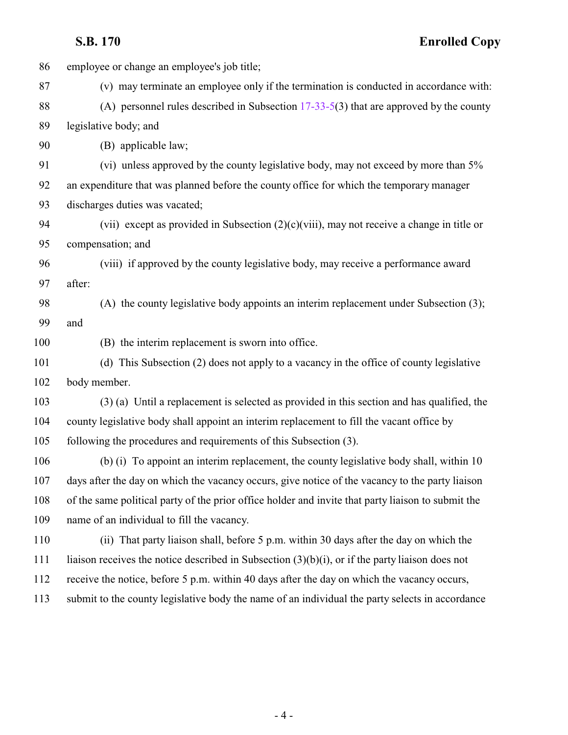employee or change an employee's job title;

(v) may terminate an employee only if the termination is conducted in accordance with:

(A) personnel rules described in Subsection 17-33-5(3) that are approved by the county legislative body; and

(B) applicable law;

(vi) unless approved by the county legislative body, may not exceed by more than 5% an expenditure that was planned before the county office for which the temporary manager discharges duties was vacated;

(vii) except as provided in Subsection (2)(c)(viii), may not receive a change in title or compensation; and

(viii) if approved by the county legislative body, may receive a performance award after:

(A) the county legislative body appoints an interim replacement under Subsection (3); and

(B) the interim replacement is sworn into office.

(d) This Subsection (2) does not apply to a vacancy in the office of county legislative body member.

(3) (a) Until a replacement is selected as provided in this section and has qualified, the county legislative body shall appoint an interim replacement to fill the vacant office by following the procedures and requirements of this Subsection (3).

(b) (i) To appoint an interim replacement, the county legislative body shall, within 10 days after the day on which the vacancy occurs, give notice of the vacancy to the party liaison of the same political party of the prior office holder and invite that party liaison to submit the name of an individual to fill the vacancy.

(ii) That party liaison shall, before 5 p.m. within 30 days after the day on which the liaison receives the notice described in Subsection (3)(b)(i), or if the party liaison does not receive the notice, before 5 p.m. within 40 days after the day on which the vacancy occurs, submit to the county legislative body the name of an individual the party selects in accordance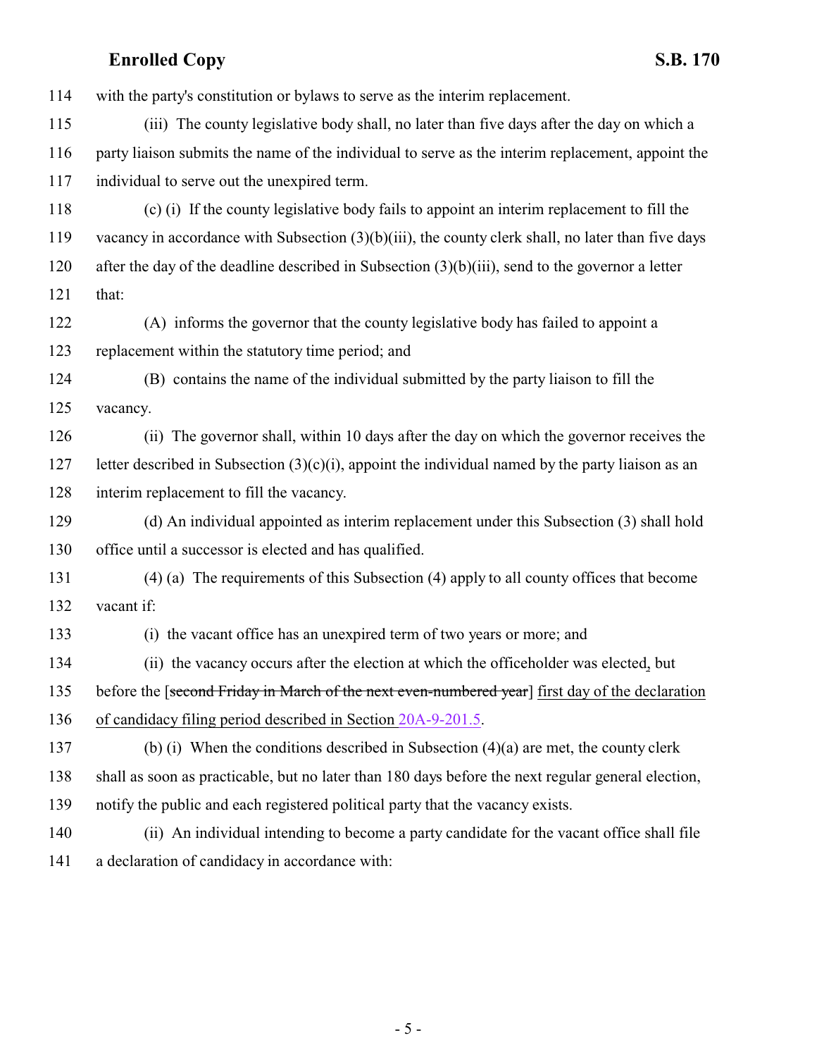114 with the party's constitution or bylaws to serve as the interim replacement.

115 (iii) The county legislative body shall, no later than five days after the day on which a
116 party liaison submits the name of the individual to serve as the interim replacement, appoint the
117 individual to serve out the unexpired term.

118 (c) (i) If the county legislative body fails to appoint an interim replacement to fill the
119 vacancy in accordance with Subsection (3)(b)(iii), the county clerk shall, no later than five days
120 after the day of the deadline described in Subsection (3)(b)(iii), send to the governor a letter
121 that:

122 (A) informs the governor that the county legislative body has failed to appoint a
123 replacement within the statutory time period; and

124 (B) contains the name of the individual submitted by the party liaison to fill the
125 vacancy.

126 (ii) The governor shall, within 10 days after the day on which the governor receives the
127 letter described in Subsection (3)(c)(i), appoint the individual named by the party liaison as an
128 interim replacement to fill the vacancy.

129 (d) An individual appointed as interim replacement under this Subsection (3) shall hold
130 office until a successor is elected and has qualified.

131 (4) (a) The requirements of this Subsection (4) apply to all county offices that become
132 vacant if:

133 (i) the vacant office has an unexpired term of two years or more; and

134 (ii) the vacancy occurs after the election at which the officeholder was elected, but
135 before the [~~second Friday in March of the next even-numbered year~~] first day of the declaration
136 of candidacy filing period described in Section 20A-9-201.5.

137 (b) (i) When the conditions described in Subsection (4)(a) are met, the county clerk
138 shall as soon as practicable, but no later than 180 days before the next regular general election,
139 notify the public and each registered political party that the vacancy exists.

140 (ii) An individual intending to become a party candidate for the vacant office shall file
141 a declaration of candidacy in accordance with: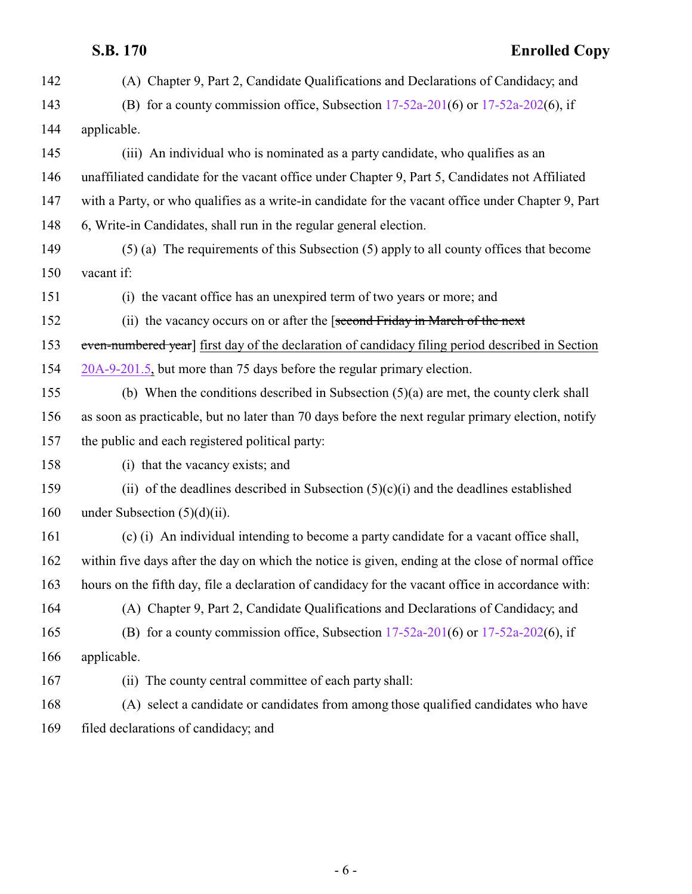142 (A) Chapter 9, Part 2, Candidate Qualifications and Declarations of Candidacy; and

143 (B) for a county commission office, Subsection 17-52a-201(6) or 17-52a-202(6), if

144 applicable.

145 (iii) An individual who is nominated as a party candidate, who qualifies as an

146 unaffiliated candidate for the vacant office under Chapter 9, Part 5, Candidates not Affiliated

147 with a Party, or who qualifies as a write-in candidate for the vacant office under Chapter 9, Part

148 6, Write-in Candidates, shall run in the regular general election.

149 (5) (a) The requirements of this Subsection (5) apply to all county offices that become

150 vacant if:

151 (i) the vacant office has an unexpired term of two years or more; and

152 (ii) the vacancy occurs on or after the [~~second Friday in March of the next~~

153 ~~even-numbered year~~] <u>first day of the declaration of candidacy filing period described in Section</u>

154 <u>20A-9-201.5,</u> but more than 75 days before the regular primary election.

155 (b) When the conditions described in Subsection (5)(a) are met, the county clerk shall

156 as soon as practicable, but no later than 70 days before the next regular primary election, notify

157 the public and each registered political party:

158 (i) that the vacancy exists; and

159 (ii) of the deadlines described in Subsection (5)(c)(i) and the deadlines established

160 under Subsection (5)(d)(ii).

161 (c) (i) An individual intending to become a party candidate for a vacant office shall,

162 within five days after the day on which the notice is given, ending at the close of normal office

163 hours on the fifth day, file a declaration of candidacy for the vacant office in accordance with:

164 (A) Chapter 9, Part 2, Candidate Qualifications and Declarations of Candidacy; and

165 (B) for a county commission office, Subsection 17-52a-201(6) or 17-52a-202(6), if

166 applicable.

167 (ii) The county central committee of each party shall:

168 (A) select a candidate or candidates from among those qualified candidates who have

169 filed declarations of candidacy; and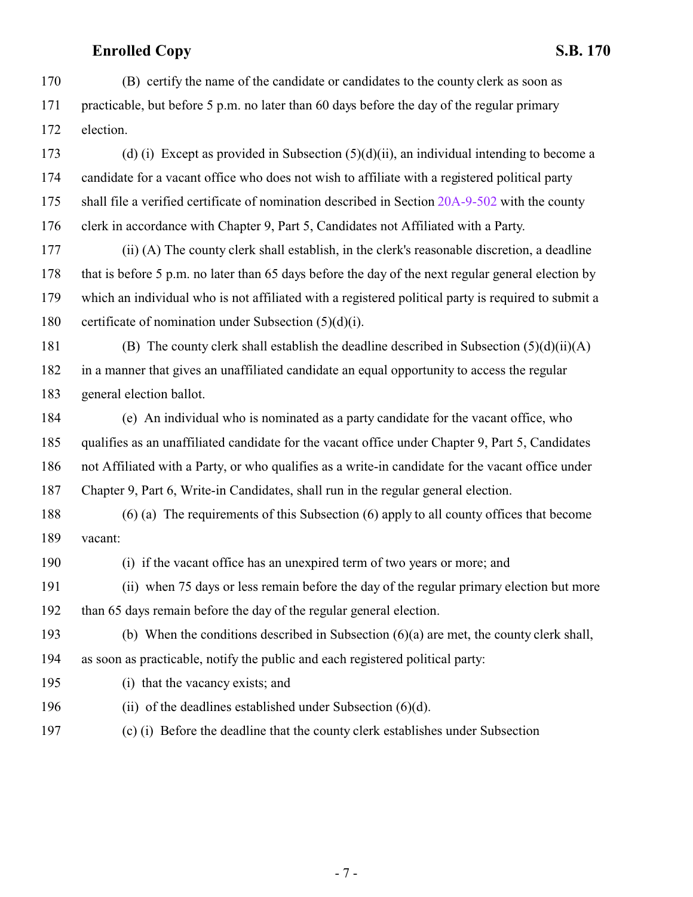(B) certify the name of the candidate or candidates to the county clerk as soon as practicable, but before 5 p.m. no later than 60 days before the day of the regular primary election.

(d) (i) Except as provided in Subsection (5)(d)(ii), an individual intending to become a candidate for a vacant office who does not wish to affiliate with a registered political party shall file a verified certificate of nomination described in Section 20A-9-502 with the county clerk in accordance with Chapter 9, Part 5, Candidates not Affiliated with a Party.

(ii) (A) The county clerk shall establish, in the clerk's reasonable discretion, a deadline that is before 5 p.m. no later than 65 days before the day of the next regular general election by which an individual who is not affiliated with a registered political party is required to submit a certificate of nomination under Subsection (5)(d)(i).

(B) The county clerk shall establish the deadline described in Subsection (5)(d)(ii)(A) in a manner that gives an unaffiliated candidate an equal opportunity to access the regular general election ballot.

(e) An individual who is nominated as a party candidate for the vacant office, who qualifies as an unaffiliated candidate for the vacant office under Chapter 9, Part 5, Candidates not Affiliated with a Party, or who qualifies as a write-in candidate for the vacant office under Chapter 9, Part 6, Write-in Candidates, shall run in the regular general election.

(6) (a) The requirements of this Subsection (6) apply to all county offices that become vacant:

(i) if the vacant office has an unexpired term of two years or more; and

(ii) when 75 days or less remain before the day of the regular primary election but more than 65 days remain before the day of the regular general election.

(b) When the conditions described in Subsection (6)(a) are met, the county clerk shall, as soon as practicable, notify the public and each registered political party:

(i) that the vacancy exists; and

(ii) of the deadlines established under Subsection (6)(d).

(c) (i) Before the deadline that the county clerk establishes under Subsection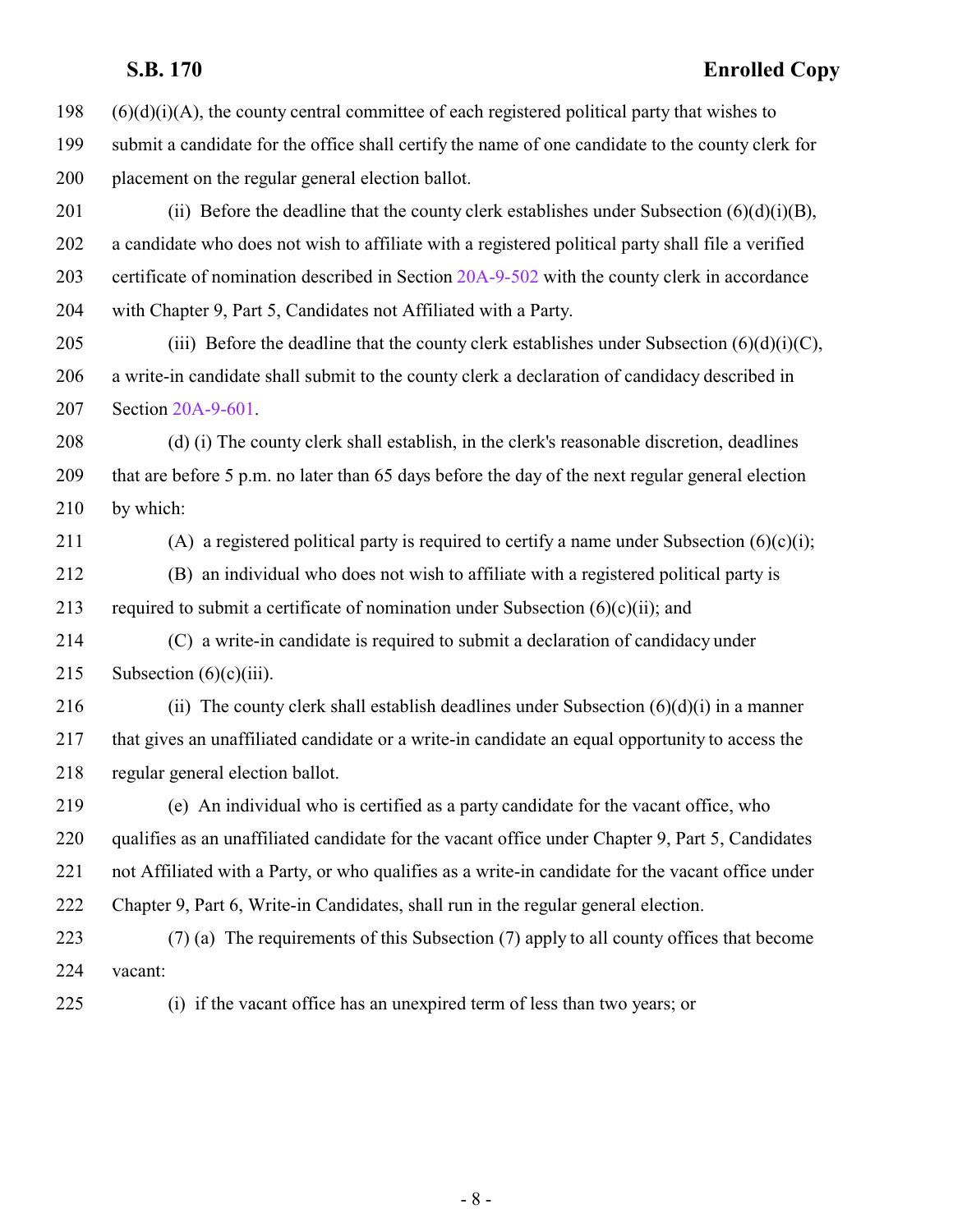(6)(d)(i)(A), the county central committee of each registered political party that wishes to submit a candidate for the office shall certify the name of one candidate to the county clerk for placement on the regular general election ballot.

(ii) Before the deadline that the county clerk establishes under Subsection (6)(d)(i)(B), a candidate who does not wish to affiliate with a registered political party shall file a verified certificate of nomination described in Section 20A-9-502 with the county clerk in accordance with Chapter 9, Part 5, Candidates not Affiliated with a Party.

(iii) Before the deadline that the county clerk establishes under Subsection (6)(d)(i)(C), a write-in candidate shall submit to the county clerk a declaration of candidacy described in Section 20A-9-601.

(d) (i) The county clerk shall establish, in the clerk's reasonable discretion, deadlines that are before 5 p.m. no later than 65 days before the day of the next regular general election by which:

(A) a registered political party is required to certify a name under Subsection (6)(c)(i);

(B) an individual who does not wish to affiliate with a registered political party is required to submit a certificate of nomination under Subsection (6)(c)(ii); and

(C) a write-in candidate is required to submit a declaration of candidacy under Subsection (6)(c)(iii).

(ii) The county clerk shall establish deadlines under Subsection (6)(d)(i) in a manner that gives an unaffiliated candidate or a write-in candidate an equal opportunity to access the regular general election ballot.

(e) An individual who is certified as a party candidate for the vacant office, who qualifies as an unaffiliated candidate for the vacant office under Chapter 9, Part 5, Candidates not Affiliated with a Party, or who qualifies as a write-in candidate for the vacant office under Chapter 9, Part 6, Write-in Candidates, shall run in the regular general election.

(7) (a) The requirements of this Subsection (7) apply to all county offices that become vacant:

(i) if the vacant office has an unexpired term of less than two years; or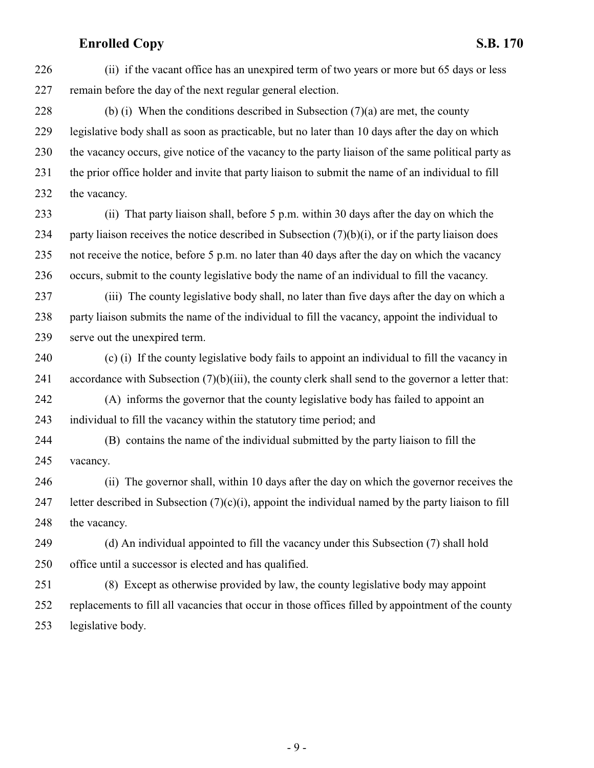(ii) if the vacant office has an unexpired term of two years or more but 65 days or less remain before the day of the next regular general election.

(b) (i) When the conditions described in Subsection (7)(a) are met, the county legislative body shall as soon as practicable, but no later than 10 days after the day on which the vacancy occurs, give notice of the vacancy to the party liaison of the same political party as the prior office holder and invite that party liaison to submit the name of an individual to fill the vacancy.

(ii) That party liaison shall, before 5 p.m. within 30 days after the day on which the party liaison receives the notice described in Subsection (7)(b)(i), or if the party liaison does not receive the notice, before 5 p.m. no later than 40 days after the day on which the vacancy occurs, submit to the county legislative body the name of an individual to fill the vacancy.

(iii) The county legislative body shall, no later than five days after the day on which a party liaison submits the name of the individual to fill the vacancy, appoint the individual to serve out the unexpired term.

(c) (i) If the county legislative body fails to appoint an individual to fill the vacancy in accordance with Subsection (7)(b)(iii), the county clerk shall send to the governor a letter that:

(A) informs the governor that the county legislative body has failed to appoint an individual to fill the vacancy within the statutory time period; and

(B) contains the name of the individual submitted by the party liaison to fill the vacancy.

(ii) The governor shall, within 10 days after the day on which the governor receives the letter described in Subsection (7)(c)(i), appoint the individual named by the party liaison to fill the vacancy.

(d) An individual appointed to fill the vacancy under this Subsection (7) shall hold office until a successor is elected and has qualified.

(8) Except as otherwise provided by law, the county legislative body may appoint replacements to fill all vacancies that occur in those offices filled by appointment of the county legislative body.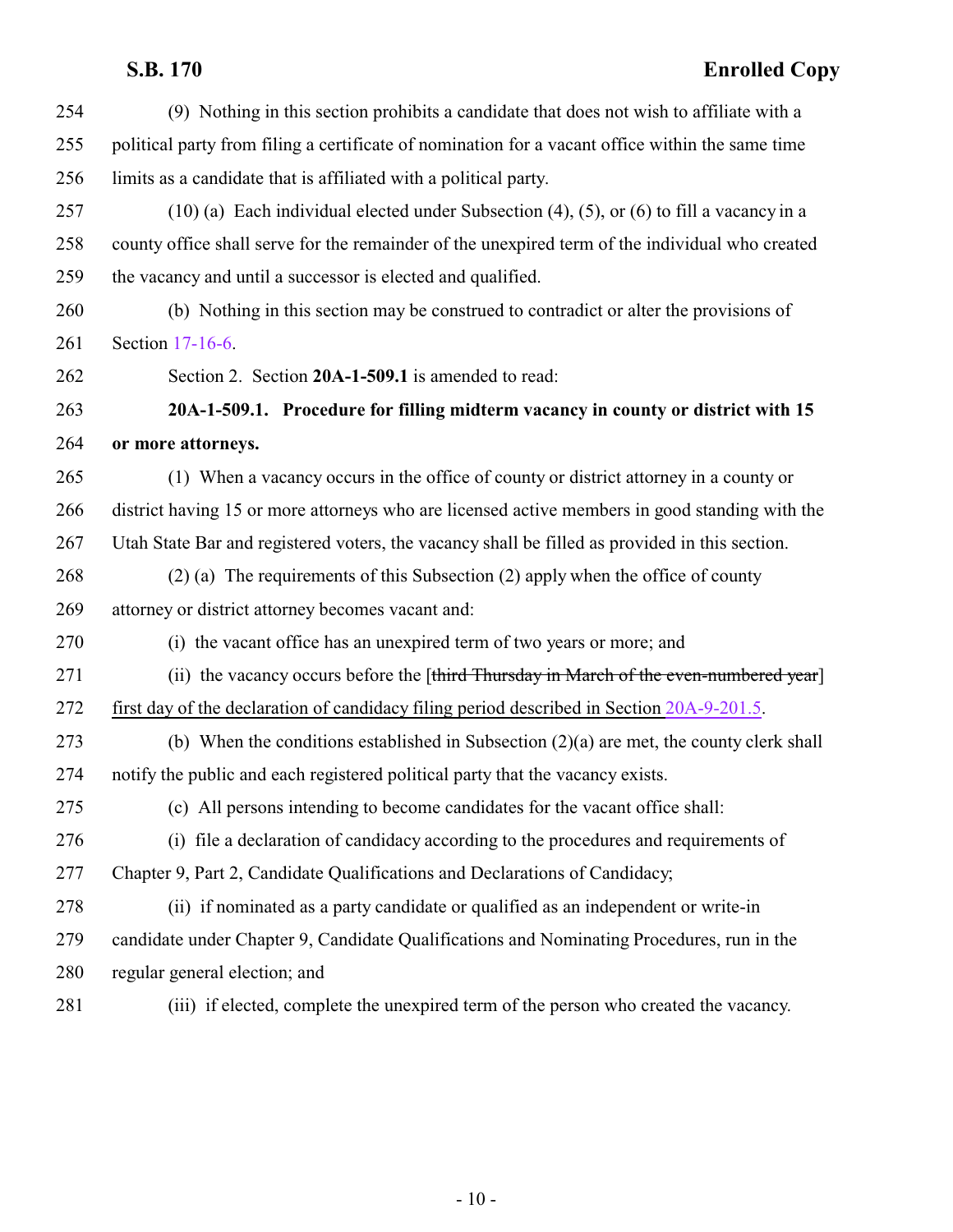(9) Nothing in this section prohibits a candidate that does not wish to affiliate with a political party from filing a certificate of nomination for a vacant office within the same time limits as a candidate that is affiliated with a political party.

(10) (a) Each individual elected under Subsection (4), (5), or (6) to fill a vacancy in a county office shall serve for the remainder of the unexpired term of the individual who created the vacancy and until a successor is elected and qualified.

(b) Nothing in this section may be construed to contradict or alter the provisions of Section 17-16-6.

Section 2. Section **20A-1-509.1** is amended to read:

**20A-1-509.1. Procedure for filling midterm vacancy in county or district with 15 or more attorneys.**

(1) When a vacancy occurs in the office of county or district attorney in a county or district having 15 or more attorneys who are licensed active members in good standing with the Utah State Bar and registered voters, the vacancy shall be filled as provided in this section.

(2) (a) The requirements of this Subsection (2) apply when the office of county attorney or district attorney becomes vacant and:

(i) the vacant office has an unexpired term of two years or more; and

(ii) the vacancy occurs before the [~~third Thursday in March of the even-numbered year~~] first day of the declaration of candidacy filing period described in Section 20A-9-201.5.

(b) When the conditions established in Subsection (2)(a) are met, the county clerk shall notify the public and each registered political party that the vacancy exists.

(c) All persons intending to become candidates for the vacant office shall:

(i) file a declaration of candidacy according to the procedures and requirements of Chapter 9, Part 2, Candidate Qualifications and Declarations of Candidacy;

(ii) if nominated as a party candidate or qualified as an independent or write-in candidate under Chapter 9, Candidate Qualifications and Nominating Procedures, run in the regular general election; and

(iii) if elected, complete the unexpired term of the person who created the vacancy.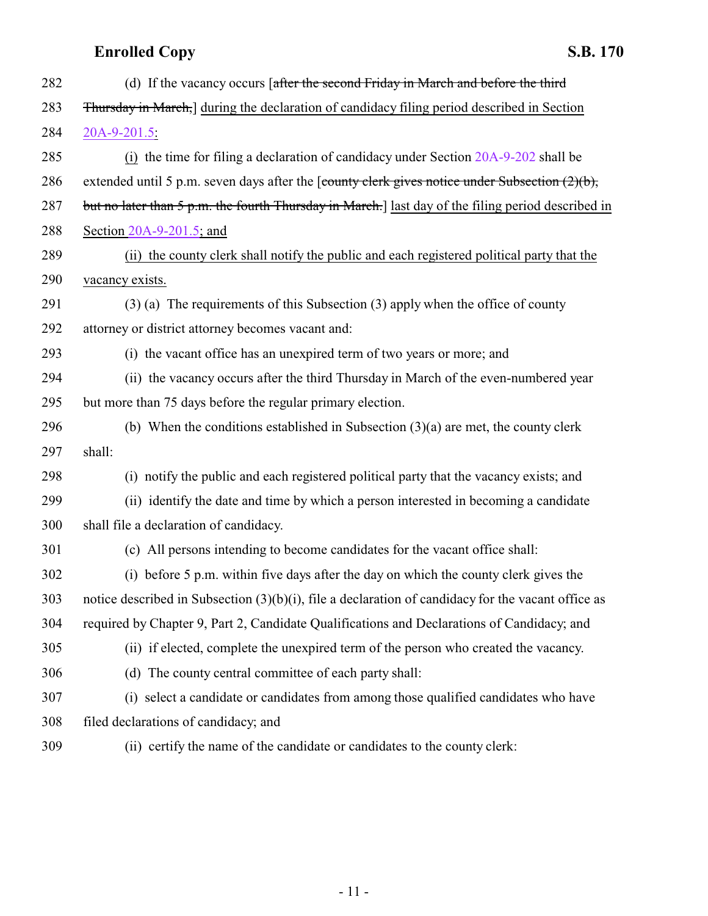282 (d) If the vacancy occurs [~~after the second Friday in March and before the third~~
283 ~~Thursday in March,~~] during the declaration of candidacy filing period described in Section
284 20A-9-201.5:
285 (i) the time for filing a declaration of candidacy under Section 20A-9-202 shall be
286 extended until 5 p.m. seven days after the [~~county clerk gives notice under Subsection (2)(b),~~
287 ~~but no later than 5 p.m. the fourth Thursday in March.~~] last day of the filing period described in
288 Section 20A-9-201.5; and
289 (ii) the county clerk shall notify the public and each registered political party that the
290 vacancy exists.
291 (3) (a) The requirements of this Subsection (3) apply when the office of county
292 attorney or district attorney becomes vacant and:
293 (i) the vacant office has an unexpired term of two years or more; and
294 (ii) the vacancy occurs after the third Thursday in March of the even-numbered year
295 but more than 75 days before the regular primary election.
296 (b) When the conditions established in Subsection (3)(a) are met, the county clerk
297 shall:
298 (i) notify the public and each registered political party that the vacancy exists; and
299 (ii) identify the date and time by which a person interested in becoming a candidate
300 shall file a declaration of candidacy.
301 (c) All persons intending to become candidates for the vacant office shall:
302 (i) before 5 p.m. within five days after the day on which the county clerk gives the
303 notice described in Subsection (3)(b)(i), file a declaration of candidacy for the vacant office as
304 required by Chapter 9, Part 2, Candidate Qualifications and Declarations of Candidacy; and
305 (ii) if elected, complete the unexpired term of the person who created the vacancy.
306 (d) The county central committee of each party shall:
307 (i) select a candidate or candidates from among those qualified candidates who have
308 filed declarations of candidacy; and
309 (ii) certify the name of the candidate or candidates to the county clerk: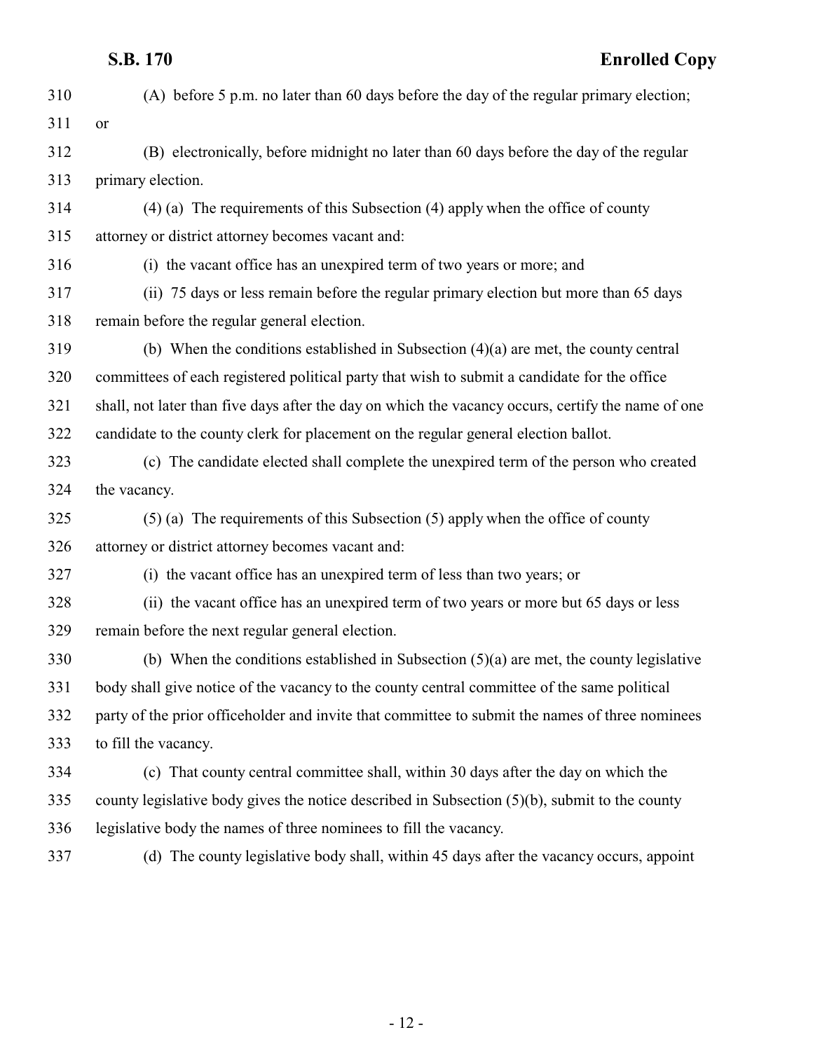(A) before 5 p.m. no later than 60 days before the day of the regular primary election; or

(B) electronically, before midnight no later than 60 days before the day of the regular primary election.

(4) (a) The requirements of this Subsection (4) apply when the office of county attorney or district attorney becomes vacant and:

(i) the vacant office has an unexpired term of two years or more; and

(ii) 75 days or less remain before the regular primary election but more than 65 days remain before the regular general election.

(b) When the conditions established in Subsection (4)(a) are met, the county central committees of each registered political party that wish to submit a candidate for the office shall, not later than five days after the day on which the vacancy occurs, certify the name of one candidate to the county clerk for placement on the regular general election ballot.

(c) The candidate elected shall complete the unexpired term of the person who created the vacancy.

(5) (a) The requirements of this Subsection (5) apply when the office of county attorney or district attorney becomes vacant and:

(i) the vacant office has an unexpired term of less than two years; or

(ii) the vacant office has an unexpired term of two years or more but 65 days or less remain before the next regular general election.

(b) When the conditions established in Subsection (5)(a) are met, the county legislative body shall give notice of the vacancy to the county central committee of the same political party of the prior officeholder and invite that committee to submit the names of three nominees to fill the vacancy.

(c) That county central committee shall, within 30 days after the day on which the county legislative body gives the notice described in Subsection (5)(b), submit to the county legislative body the names of three nominees to fill the vacancy.

(d) The county legislative body shall, within 45 days after the vacancy occurs, appoint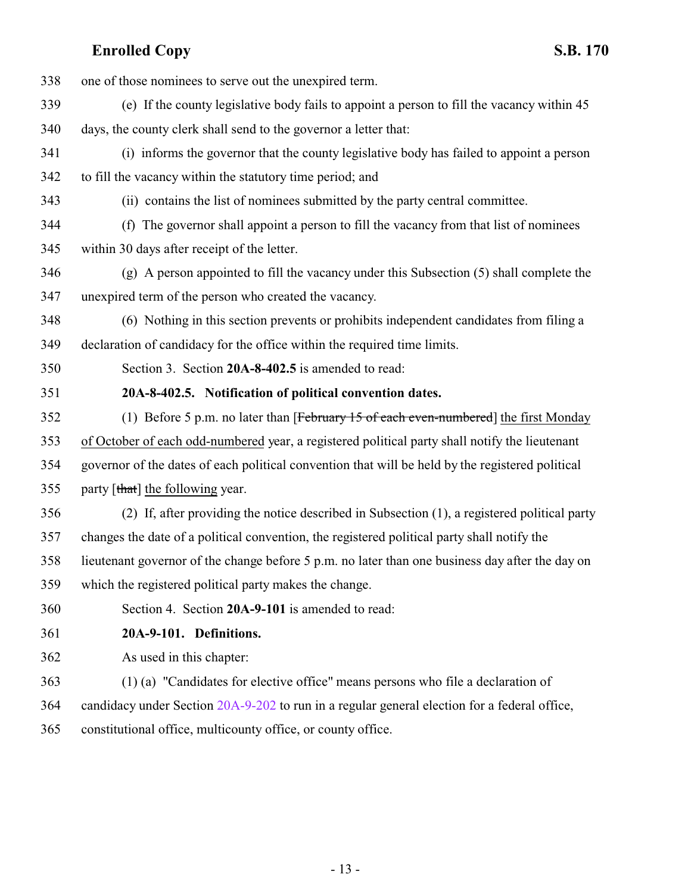338 one of those nominees to serve out the unexpired term.

339 (e) If the county legislative body fails to appoint a person to fill the vacancy within 45

340 days, the county clerk shall send to the governor a letter that:

341 (i) informs the governor that the county legislative body has failed to appoint a person

342 to fill the vacancy within the statutory time period; and

343 (ii) contains the list of nominees submitted by the party central committee.

344 (f) The governor shall appoint a person to fill the vacancy from that list of nominees

345 within 30 days after receipt of the letter.

346 (g) A person appointed to fill the vacancy under this Subsection (5) shall complete the

347 unexpired term of the person who created the vacancy.

348 (6) Nothing in this section prevents or prohibits independent candidates from filing a

349 declaration of candidacy for the office within the required time limits.

350 Section 3. Section **20A-8-402.5** is amended to read:

351 **20A-8-402.5. Notification of political convention dates.**

352 (1) Before 5 p.m. no later than [~~February 15 of each even-numbered~~] <u>the first Monday</u>

353 <u>of October of each odd-numbered</u> year, a registered political party shall notify the lieutenant

354 governor of the dates of each political convention that will be held by the registered political

355 party [~~that~~] <u>the following</u> year.

356 (2) If, after providing the notice described in Subsection (1), a registered political party

357 changes the date of a political convention, the registered political party shall notify the

358 lieutenant governor of the change before 5 p.m. no later than one business day after the day on

359 which the registered political party makes the change.

360 Section 4. Section **20A-9-101** is amended to read:

361 **20A-9-101. Definitions.**

362 As used in this chapter:

363 (1) (a) "Candidates for elective office" means persons who file a declaration of

364 candidacy under Section 20A-9-202 to run in a regular general election for a federal office,

365 constitutional office, multicounty office, or county office.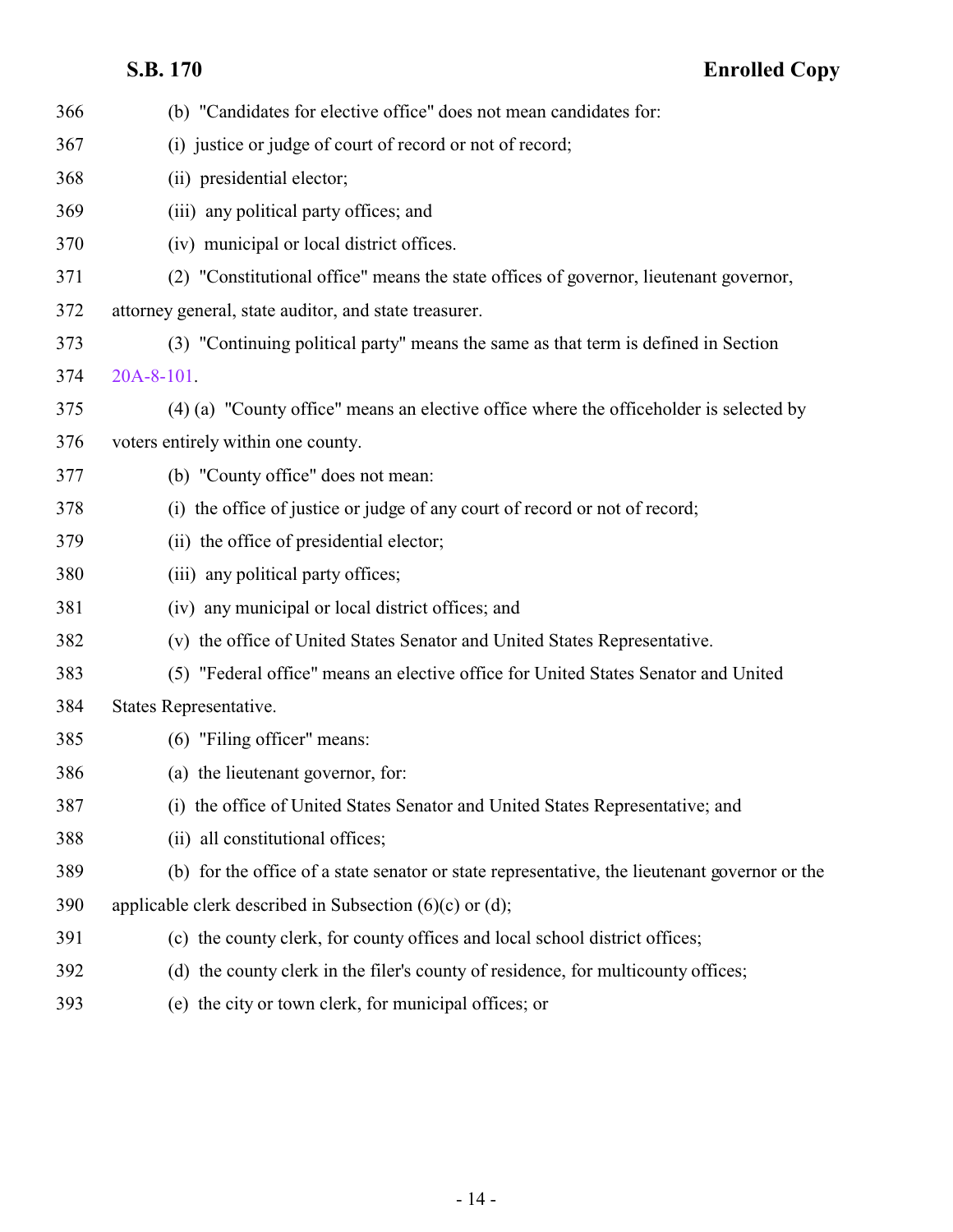(b) "Candidates for elective office" does not mean candidates for:

(i) justice or judge of court of record or not of record;

(ii) presidential elector;

(iii) any political party offices; and

(iv) municipal or local district offices.

(2) "Constitutional office" means the state offices of governor, lieutenant governor, attorney general, state auditor, and state treasurer.

(3) "Continuing political party" means the same as that term is defined in Section 20A-8-101.

(4) (a) "County office" means an elective office where the officeholder is selected by voters entirely within one county.

(b) "County office" does not mean:

(i) the office of justice or judge of any court of record or not of record;

(ii) the office of presidential elector;

(iii) any political party offices;

(iv) any municipal or local district offices; and

(v) the office of United States Senator and United States Representative.

(5) "Federal office" means an elective office for United States Senator and United States Representative.

(6) "Filing officer" means:

(a) the lieutenant governor, for:

(i) the office of United States Senator and United States Representative; and

(ii) all constitutional offices;

(b) for the office of a state senator or state representative, the lieutenant governor or the applicable clerk described in Subsection (6)(c) or (d);

(c) the county clerk, for county offices and local school district offices;

(d) the county clerk in the filer's county of residence, for multicounty offices;

(e) the city or town clerk, for municipal offices; or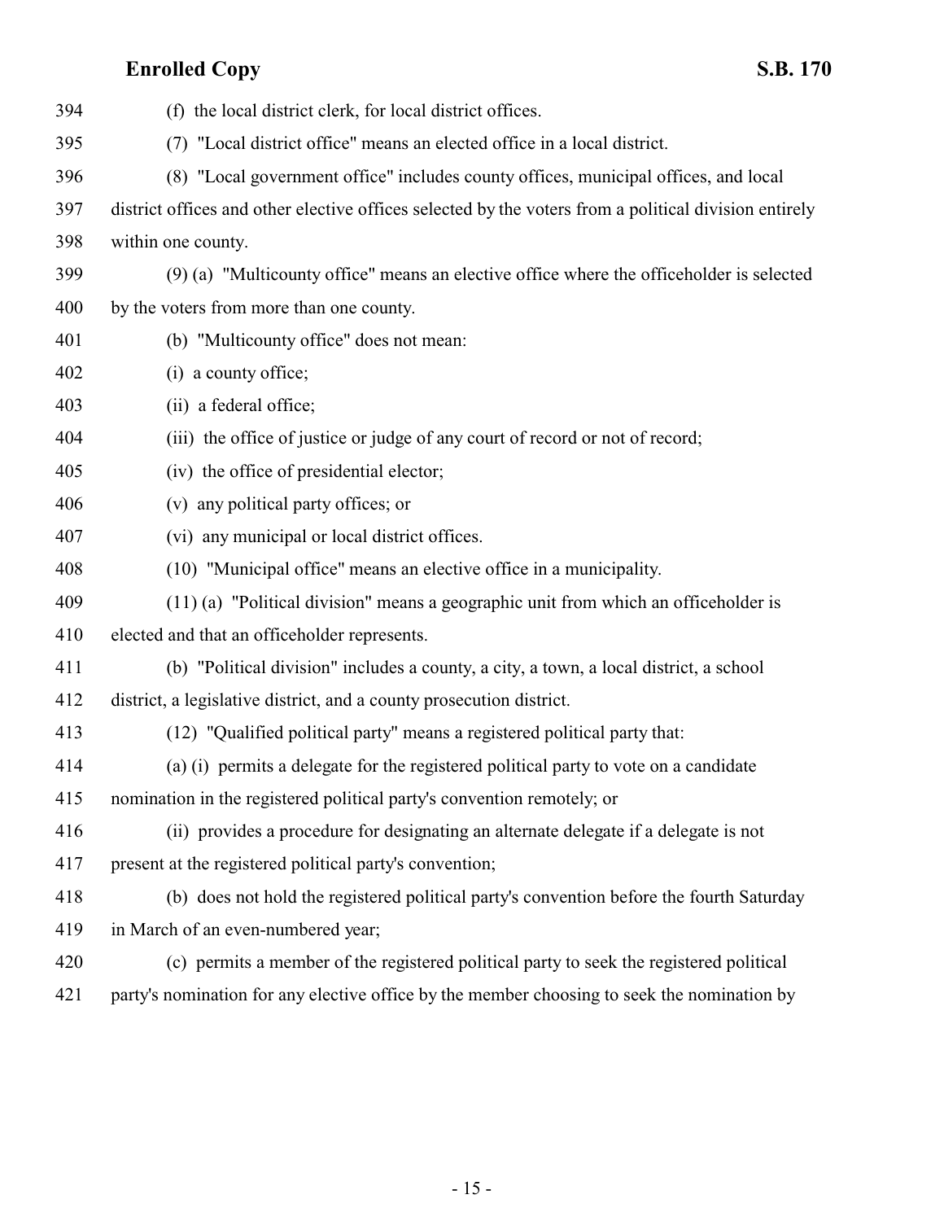(f) the local district clerk, for local district offices.

(7) "Local district office" means an elected office in a local district.

(8) "Local government office" includes county offices, municipal offices, and local district offices and other elective offices selected by the voters from a political division entirely within one county.

(9) (a) "Multicounty office" means an elective office where the officeholder is selected by the voters from more than one county.

(b) "Multicounty office" does not mean:

(i) a county office;

(ii) a federal office;

(iii) the office of justice or judge of any court of record or not of record;

(iv) the office of presidential elector;

(v) any political party offices; or

(vi) any municipal or local district offices.

(10) "Municipal office" means an elective office in a municipality.

(11) (a) "Political division" means a geographic unit from which an officeholder is elected and that an officeholder represents.

(b) "Political division" includes a county, a city, a town, a local district, a school district, a legislative district, and a county prosecution district.

(12) "Qualified political party" means a registered political party that:

(a) (i) permits a delegate for the registered political party to vote on a candidate nomination in the registered political party's convention remotely; or

(ii) provides a procedure for designating an alternate delegate if a delegate is not present at the registered political party's convention;

(b) does not hold the registered political party's convention before the fourth Saturday in March of an even-numbered year;

(c) permits a member of the registered political party to seek the registered political party's nomination for any elective office by the member choosing to seek the nomination by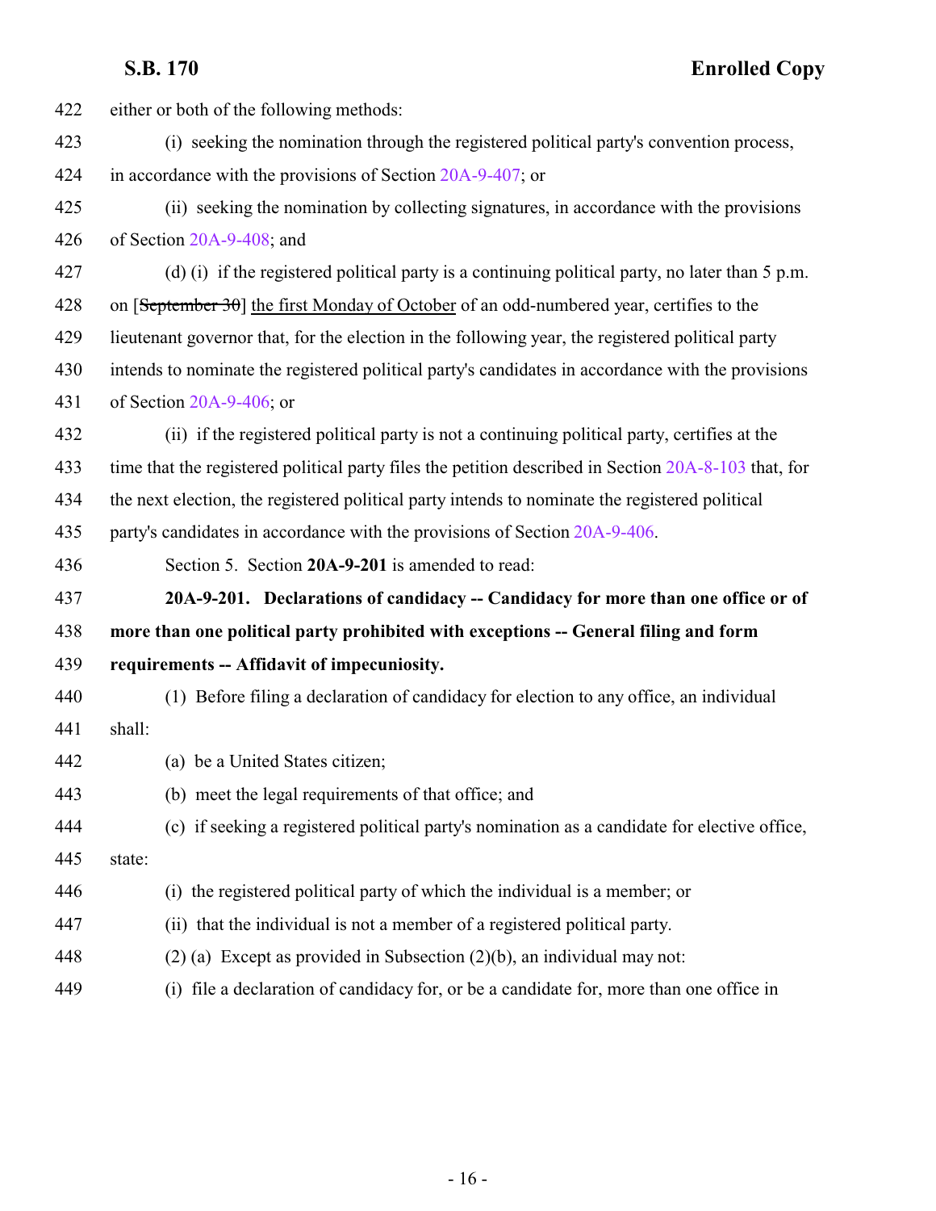either or both of the following methods:

(i) seeking the nomination through the registered political party's convention process, in accordance with the provisions of Section 20A-9-407; or

(ii) seeking the nomination by collecting signatures, in accordance with the provisions of Section 20A-9-408; and

(d) (i) if the registered political party is a continuing political party, no later than 5 p.m. on [~~September 30~~] the first Monday of October of an odd-numbered year, certifies to the lieutenant governor that, for the election in the following year, the registered political party intends to nominate the registered political party's candidates in accordance with the provisions of Section 20A-9-406; or

(ii) if the registered political party is not a continuing political party, certifies at the time that the registered political party files the petition described in Section 20A-8-103 that, for the next election, the registered political party intends to nominate the registered political party's candidates in accordance with the provisions of Section 20A-9-406.

Section 5. Section **20A-9-201** is amended to read:

**20A-9-201. Declarations of candidacy -- Candidacy for more than one office or of more than one political party prohibited with exceptions -- General filing and form requirements -- Affidavit of impecuniosity.**

(1) Before filing a declaration of candidacy for election to any office, an individual shall:

(a) be a United States citizen;

(b) meet the legal requirements of that office; and

(c) if seeking a registered political party's nomination as a candidate for elective office, state:

(i) the registered political party of which the individual is a member; or

(ii) that the individual is not a member of a registered political party.

(2) (a) Except as provided in Subsection (2)(b), an individual may not:

(i) file a declaration of candidacy for, or be a candidate for, more than one office in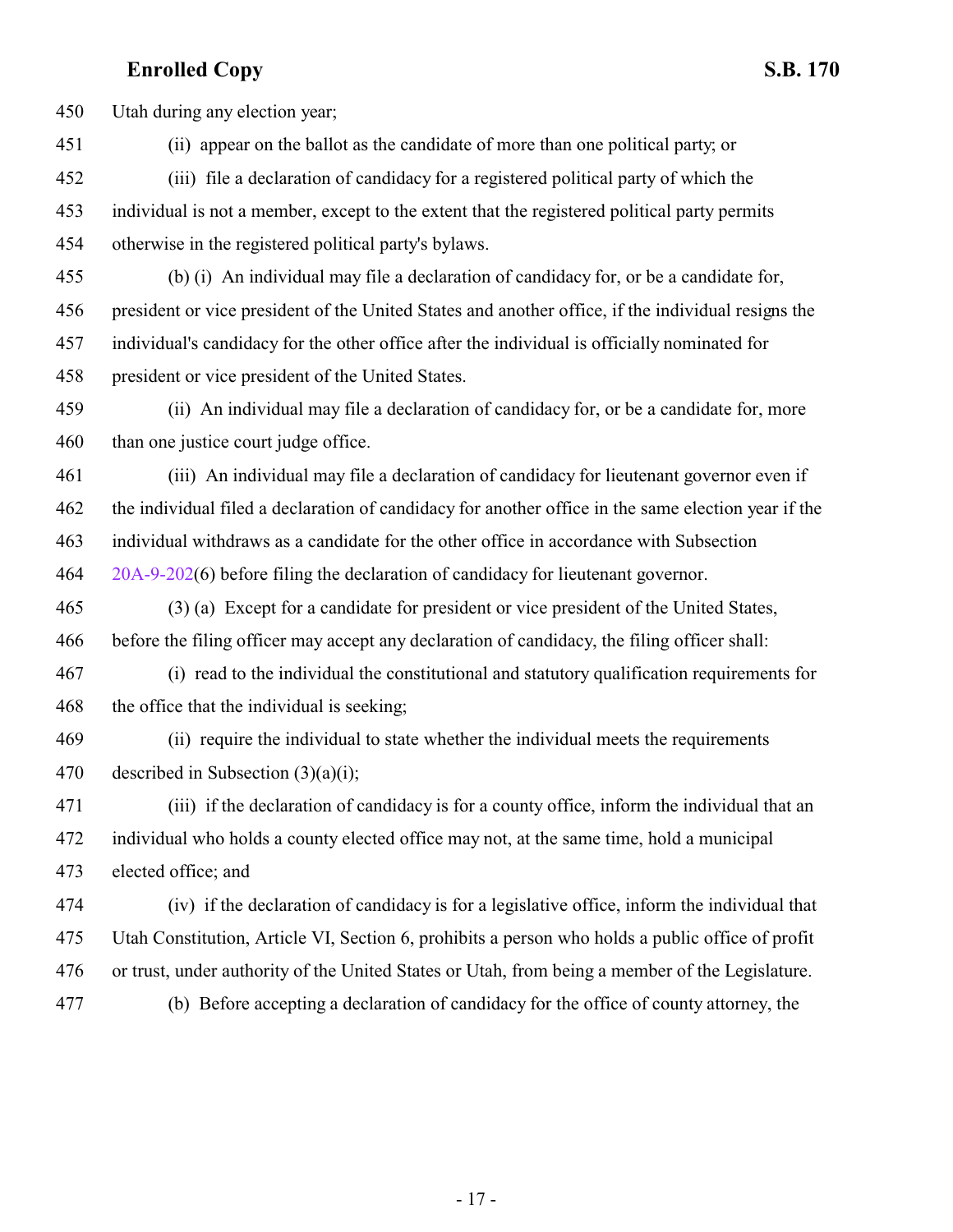Utah during any election year;

(ii) appear on the ballot as the candidate of more than one political party; or

(iii) file a declaration of candidacy for a registered political party of which the individual is not a member, except to the extent that the registered political party permits otherwise in the registered political party's bylaws.

(b) (i) An individual may file a declaration of candidacy for, or be a candidate for, president or vice president of the United States and another office, if the individual resigns the individual's candidacy for the other office after the individual is officially nominated for president or vice president of the United States.

(ii) An individual may file a declaration of candidacy for, or be a candidate for, more than one justice court judge office.

(iii) An individual may file a declaration of candidacy for lieutenant governor even if the individual filed a declaration of candidacy for another office in the same election year if the individual withdraws as a candidate for the other office in accordance with Subsection 20A-9-202(6) before filing the declaration of candidacy for lieutenant governor.

(3) (a) Except for a candidate for president or vice president of the United States, before the filing officer may accept any declaration of candidacy, the filing officer shall:

(i) read to the individual the constitutional and statutory qualification requirements for the office that the individual is seeking;

(ii) require the individual to state whether the individual meets the requirements described in Subsection (3)(a)(i);

(iii) if the declaration of candidacy is for a county office, inform the individual that an individual who holds a county elected office may not, at the same time, hold a municipal elected office; and

(iv) if the declaration of candidacy is for a legislative office, inform the individual that Utah Constitution, Article VI, Section 6, prohibits a person who holds a public office of profit or trust, under authority of the United States or Utah, from being a member of the Legislature.

(b) Before accepting a declaration of candidacy for the office of county attorney, the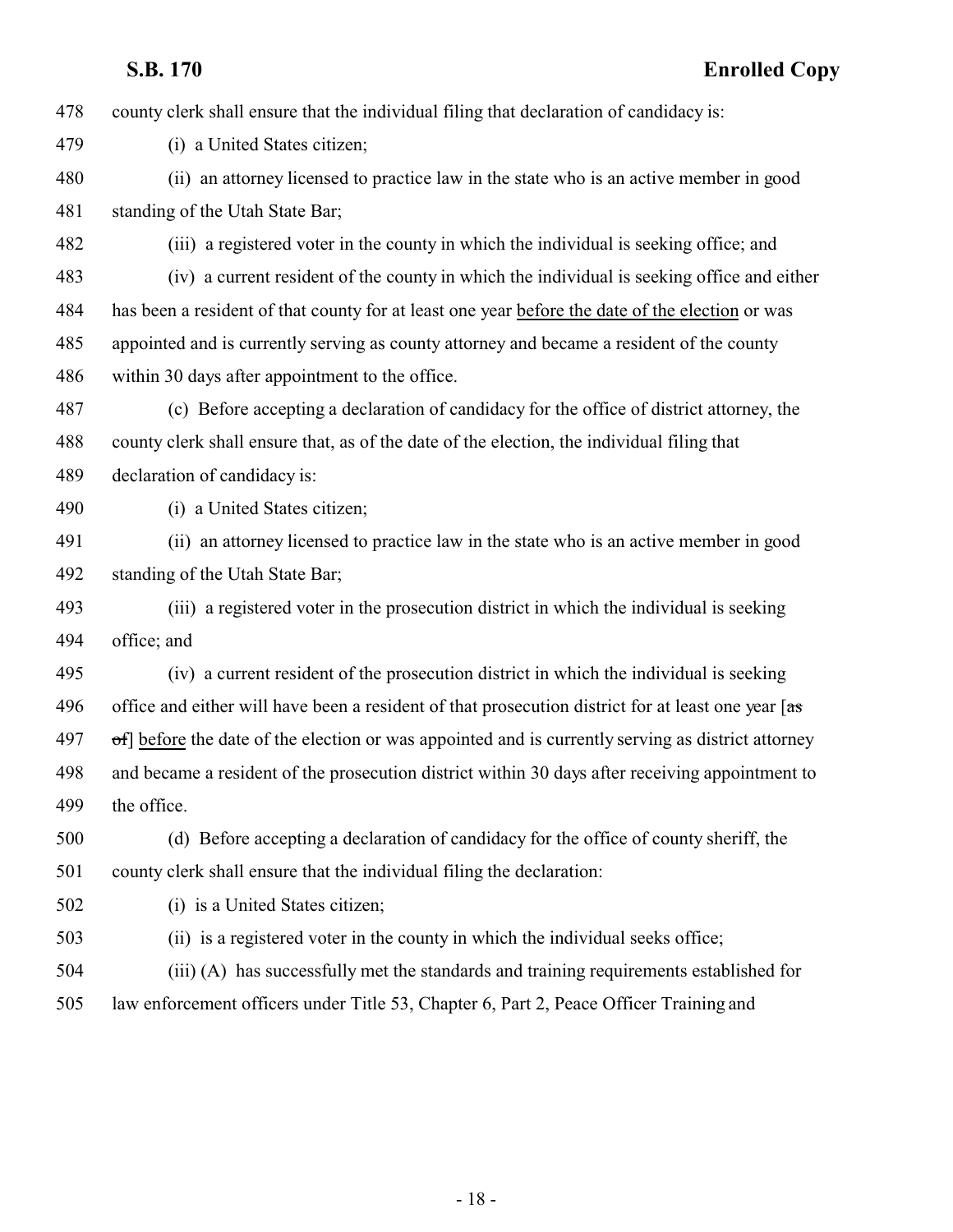478 county clerk shall ensure that the individual filing that declaration of candidacy is:

479 (i) a United States citizen;

480 (ii) an attorney licensed to practice law in the state who is an active member in good

481 standing of the Utah State Bar;

482 (iii) a registered voter in the county in which the individual is seeking office; and

483 (iv) a current resident of the county in which the individual is seeking office and either

484 has been a resident of that county for at least one year <u>before the date of the election</u> or was

485 appointed and is currently serving as county attorney and became a resident of the county

486 within 30 days after appointment to the office.

487 (c) Before accepting a declaration of candidacy for the office of district attorney, the

488 county clerk shall ensure that, as of the date of the election, the individual filing that

489 declaration of candidacy is:

490 (i) a United States citizen;

491 (ii) an attorney licensed to practice law in the state who is an active member in good

492 standing of the Utah State Bar;

493 (iii) a registered voter in the prosecution district in which the individual is seeking

494 office; and

495 (iv) a current resident of the prosecution district in which the individual is seeking

496 office and either will have been a resident of that prosecution district for at least one year [~~as~~

497 ~~of~~] <u>before</u> the date of the election or was appointed and is currently serving as district attorney

498 and became a resident of the prosecution district within 30 days after receiving appointment to

499 the office.

500 (d) Before accepting a declaration of candidacy for the office of county sheriff, the

501 county clerk shall ensure that the individual filing the declaration:

502 (i) is a United States citizen;

503 (ii) is a registered voter in the county in which the individual seeks office;

504 (iii) (A) has successfully met the standards and training requirements established for

505 law enforcement officers under Title 53, Chapter 6, Part 2, Peace Officer Training and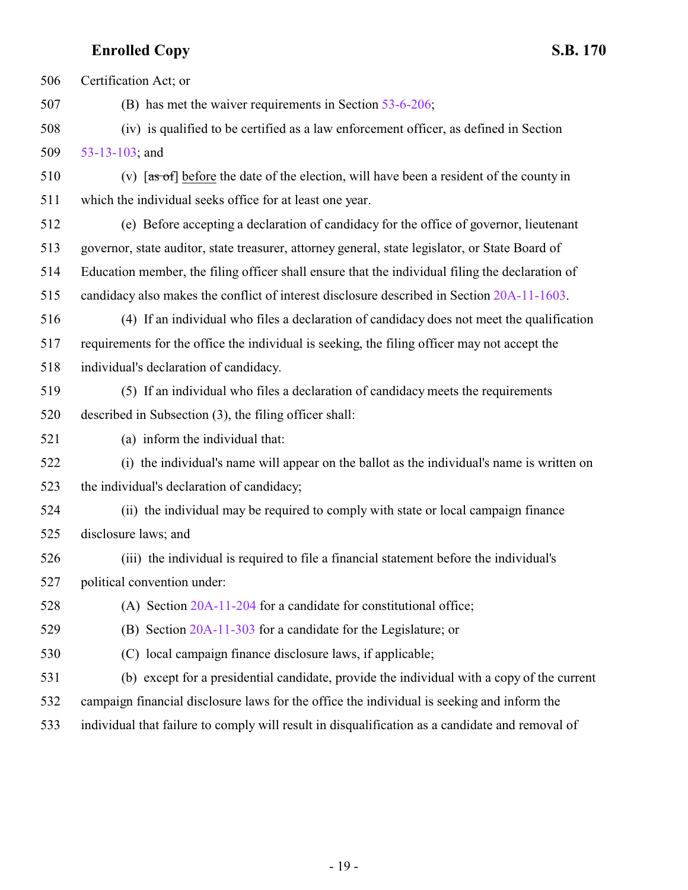Certification Act; or

(B) has met the waiver requirements in Section 53-6-206;

(iv) is qualified to be certified as a law enforcement officer, as defined in Section 53-13-103; and

(v) [~~as of~~] before the date of the election, will have been a resident of the county in which the individual seeks office for at least one year.

(e) Before accepting a declaration of candidacy for the office of governor, lieutenant governor, state auditor, state treasurer, attorney general, state legislator, or State Board of Education member, the filing officer shall ensure that the individual filing the declaration of candidacy also makes the conflict of interest disclosure described in Section 20A-11-1603.

(4) If an individual who files a declaration of candidacy does not meet the qualification requirements for the office the individual is seeking, the filing officer may not accept the individual's declaration of candidacy.

(5) If an individual who files a declaration of candidacy meets the requirements described in Subsection (3), the filing officer shall:

(a) inform the individual that:

(i) the individual's name will appear on the ballot as the individual's name is written on the individual's declaration of candidacy;

(ii) the individual may be required to comply with state or local campaign finance disclosure laws; and

(iii) the individual is required to file a financial statement before the individual's political convention under:

(A) Section 20A-11-204 for a candidate for constitutional office;

(B) Section 20A-11-303 for a candidate for the Legislature; or

(C) local campaign finance disclosure laws, if applicable;

(b) except for a presidential candidate, provide the individual with a copy of the current campaign financial disclosure laws for the office the individual is seeking and inform the individual that failure to comply will result in disqualification as a candidate and removal of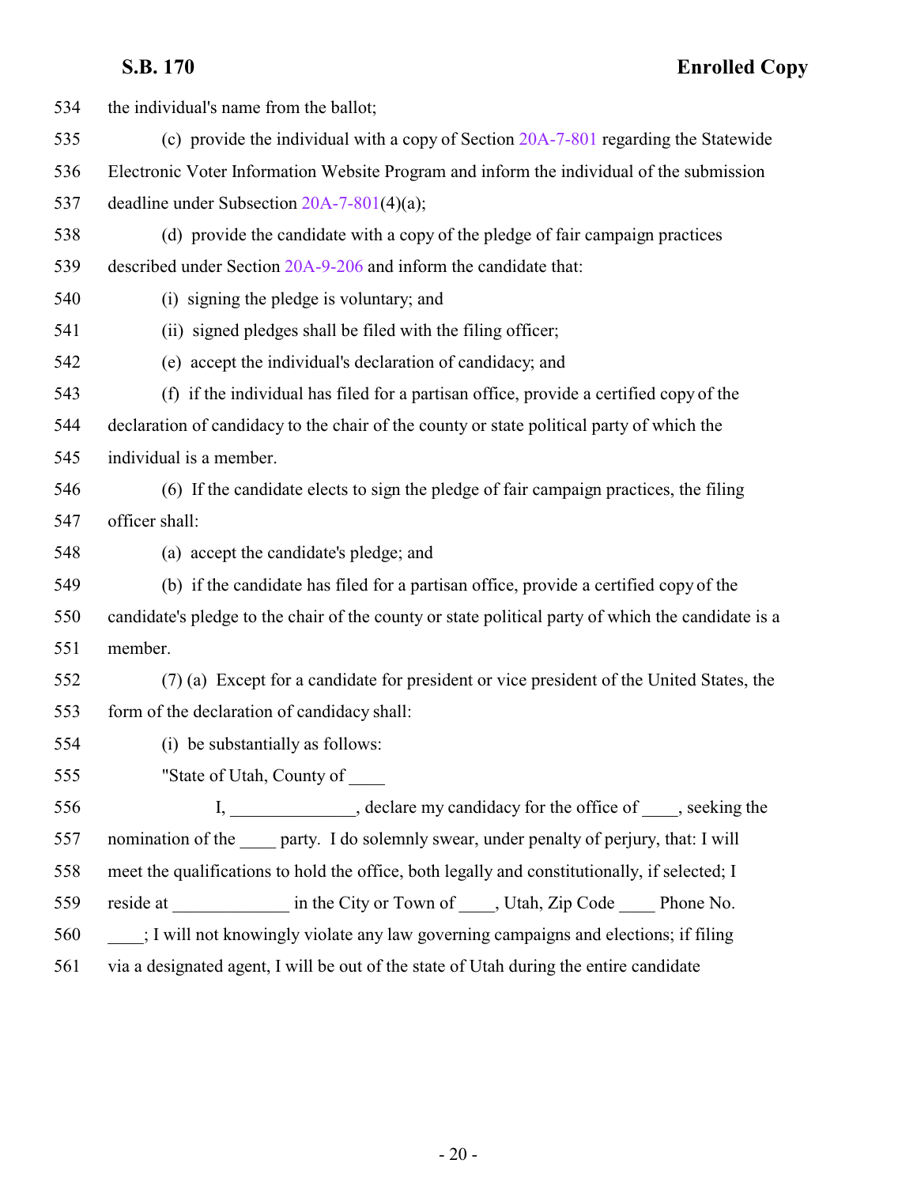the individual's name from the ballot;

(c) provide the individual with a copy of Section 20A-7-801 regarding the Statewide Electronic Voter Information Website Program and inform the individual of the submission deadline under Subsection 20A-7-801(4)(a);

(d) provide the candidate with a copy of the pledge of fair campaign practices described under Section 20A-9-206 and inform the candidate that:

(i) signing the pledge is voluntary; and

(ii) signed pledges shall be filed with the filing officer;

(e) accept the individual's declaration of candidacy; and

(f) if the individual has filed for a partisan office, provide a certified copy of the declaration of candidacy to the chair of the county or state political party of which the individual is a member.

(6) If the candidate elects to sign the pledge of fair campaign practices, the filing officer shall:

(a) accept the candidate's pledge; and

(b) if the candidate has filed for a partisan office, provide a certified copy of the candidate's pledge to the chair of the county or state political party of which the candidate is a member.

(7) (a) Except for a candidate for president or vice president of the United States, the form of the declaration of candidacy shall:

(i) be substantially as follows:

"State of Utah, County of ____

I, ______________, declare my candidacy for the office of ____, seeking the nomination of the ____ party. I do solemnly swear, under penalty of perjury, that: I will meet the qualifications to hold the office, both legally and constitutionally, if selected; I reside at _____________ in the City or Town of ____, Utah, Zip Code ____ Phone No. ____; I will not knowingly violate any law governing campaigns and elections; if filing via a designated agent, I will be out of the state of Utah during the entire candidate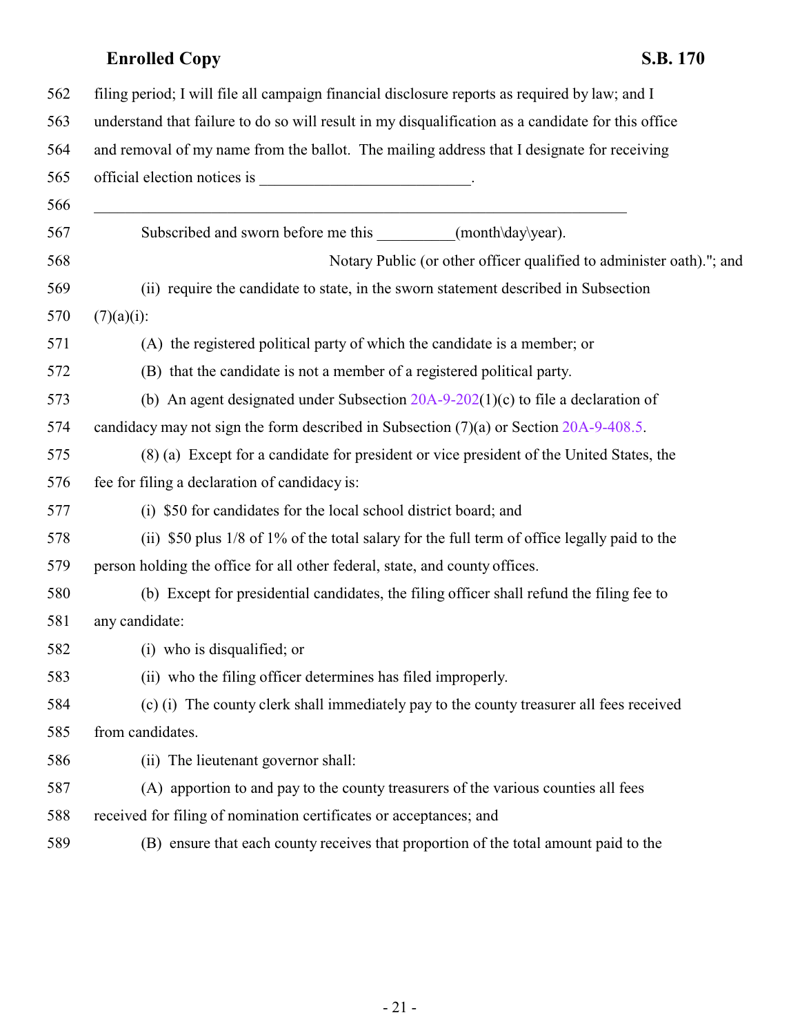filing period; I will file all campaign financial disclosure reports as required by law; and I understand that failure to do so will result in my disqualification as a candidate for this office and removal of my name from the ballot. The mailing address that I designate for receiving official election notices is ___________________________.

_______________________________________________________________________

Subscribed and sworn before me this __________(month\day\year).

Notary Public (or other officer qualified to administer oath)."; and

(ii) require the candidate to state, in the sworn statement described in Subsection (7)(a)(i):

(A) the registered political party of which the candidate is a member; or

(B) that the candidate is not a member of a registered political party.

(b) An agent designated under Subsection 20A-9-202(1)(c) to file a declaration of candidacy may not sign the form described in Subsection (7)(a) or Section 20A-9-408.5.

(8) (a) Except for a candidate for president or vice president of the United States, the fee for filing a declaration of candidacy is:

(i) $50 for candidates for the local school district board; and

(ii) $50 plus 1/8 of 1% of the total salary for the full term of office legally paid to the person holding the office for all other federal, state, and county offices.

(b) Except for presidential candidates, the filing officer shall refund the filing fee to any candidate:

(i) who is disqualified; or

(ii) who the filing officer determines has filed improperly.

(c) (i) The county clerk shall immediately pay to the county treasurer all fees received from candidates.

(ii) The lieutenant governor shall:

(A) apportion to and pay to the county treasurers of the various counties all fees received for filing of nomination certificates or acceptances; and

(B) ensure that each county receives that proportion of the total amount paid to the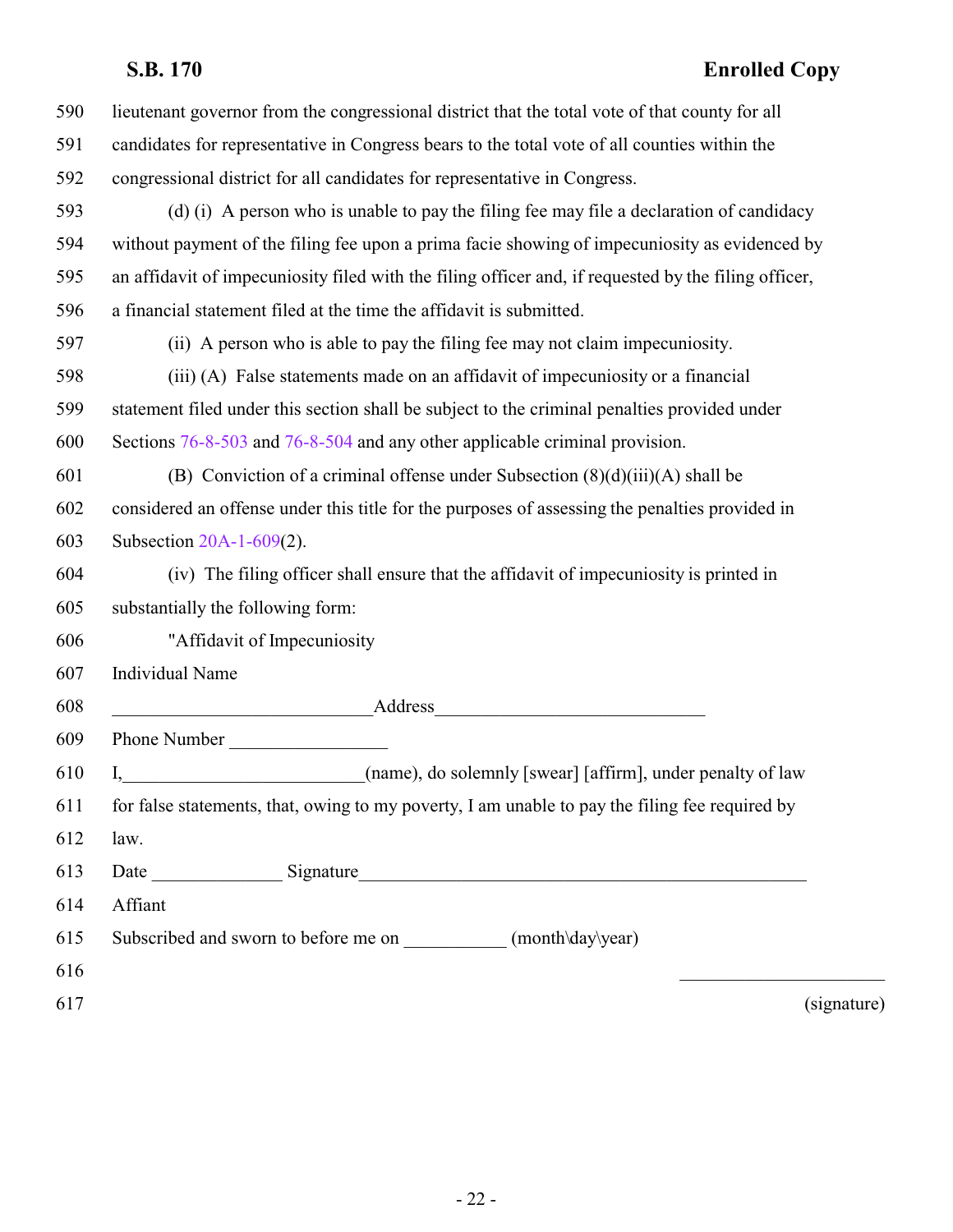lieutenant governor from the congressional district that the total vote of that county for all candidates for representative in Congress bears to the total vote of all counties within the congressional district for all candidates for representative in Congress.

(d) (i) A person who is unable to pay the filing fee may file a declaration of candidacy without payment of the filing fee upon a prima facie showing of impecuniosity as evidenced by an affidavit of impecuniosity filed with the filing officer and, if requested by the filing officer, a financial statement filed at the time the affidavit is submitted.

(ii) A person who is able to pay the filing fee may not claim impecuniosity.

(iii) (A) False statements made on an affidavit of impecuniosity or a financial statement filed under this section shall be subject to the criminal penalties provided under Sections 76-8-503 and 76-8-504 and any other applicable criminal provision.

(B) Conviction of a criminal offense under Subsection (8)(d)(iii)(A) shall be considered an offense under this title for the purposes of assessing the penalties provided in Subsection 20A-1-609(2).

(iv) The filing officer shall ensure that the affidavit of impecuniosity is printed in substantially the following form:

"Affidavit of Impecuniosity

Individual Name

____________________________ Address ____________________________

Phone Number _________________

I, __________________________ (name), do solemnly [swear] [affirm], under penalty of law for false statements, that, owing to my poverty, I am unable to pay the filing fee required by law.

Date ______________ Signature ________________________________________________

Affiant

Subscribed and sworn to before me on ___________ (month\day\year)

______________________

(signature)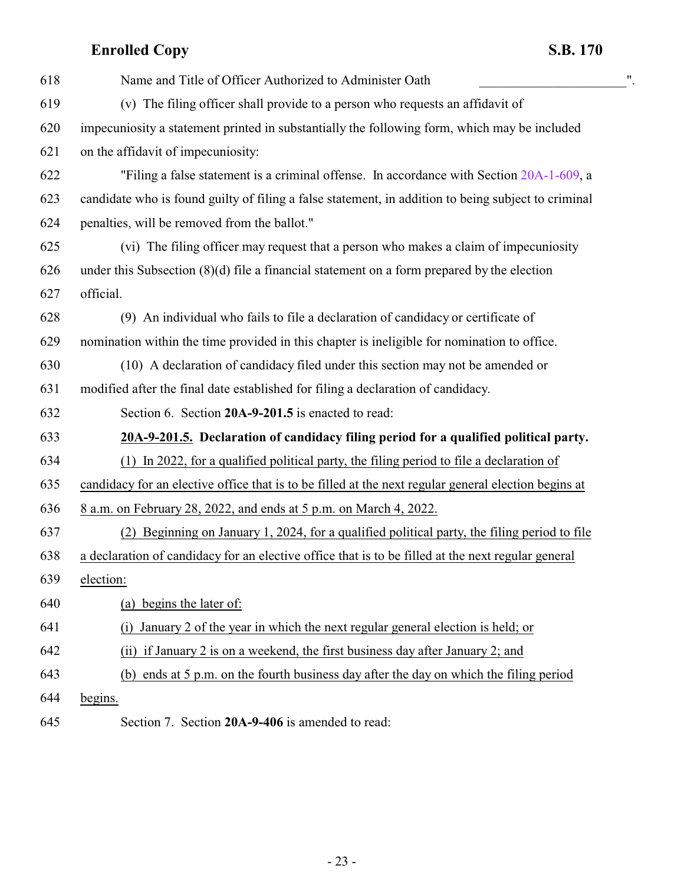Name and Title of Officer Authorized to Administer Oath ______________________".

(v) The filing officer shall provide to a person who requests an affidavit of impecuniosity a statement printed in substantially the following form, which may be included on the affidavit of impecuniosity:

"Filing a false statement is a criminal offense. In accordance with Section 20A-1-609, a candidate who is found guilty of filing a false statement, in addition to being subject to criminal penalties, will be removed from the ballot."

(vi) The filing officer may request that a person who makes a claim of impecuniosity under this Subsection (8)(d) file a financial statement on a form prepared by the election official.

(9) An individual who fails to file a declaration of candidacy or certificate of nomination within the time provided in this chapter is ineligible for nomination to office.

(10) A declaration of candidacy filed under this section may not be amended or modified after the final date established for filing a declaration of candidacy.

Section 6. Section **20A-9-201.5** is enacted to read:

**20A-9-201.5. Declaration of candidacy filing period for a qualified political party.**

(1) In 2022, for a qualified political party, the filing period to file a declaration of candidacy for an elective office that is to be filled at the next regular general election begins at 8 a.m. on February 28, 2022, and ends at 5 p.m. on March 4, 2022.

(2) Beginning on January 1, 2024, for a qualified political party, the filing period to file a declaration of candidacy for an elective office that is to be filled at the next regular general election:

(a) begins the later of:

(i) January 2 of the year in which the next regular general election is held; or

(ii) if January 2 is on a weekend, the first business day after January 2; and

(b) ends at 5 p.m. on the fourth business day after the day on which the filing period begins.

Section 7. Section **20A-9-406** is amended to read: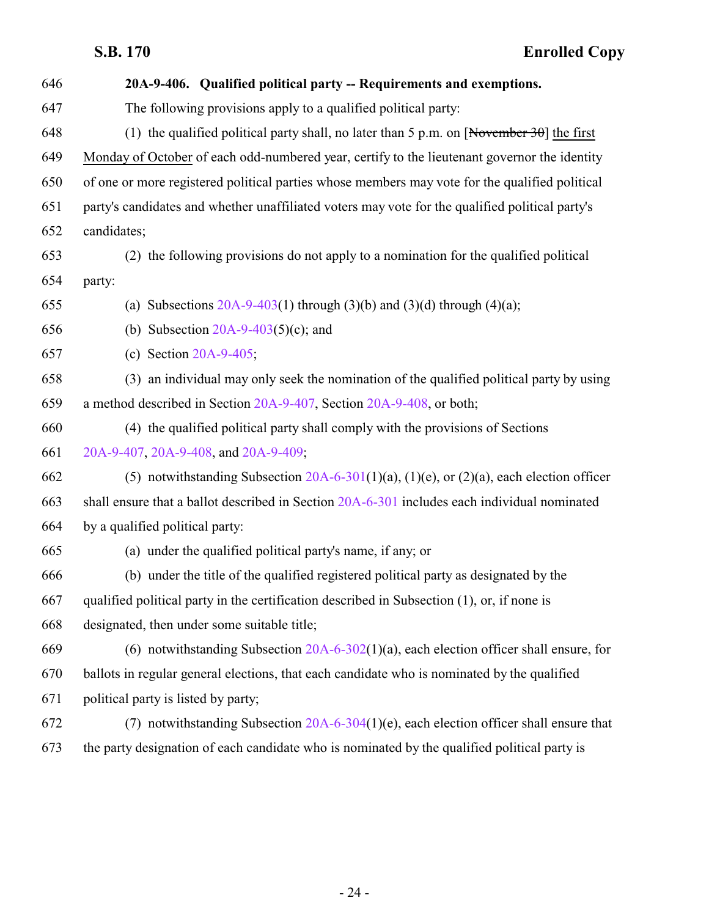**20A-9-406. Qualified political party -- Requirements and exemptions.**

The following provisions apply to a qualified political party:

(1) the qualified political party shall, no later than 5 p.m. on [~~November 30~~] the first Monday of October of each odd-numbered year, certify to the lieutenant governor the identity of one or more registered political parties whose members may vote for the qualified political party's candidates and whether unaffiliated voters may vote for the qualified political party's candidates;

(2) the following provisions do not apply to a nomination for the qualified political party:

(a) Subsections 20A-9-403(1) through (3)(b) and (3)(d) through (4)(a);

(b) Subsection 20A-9-403(5)(c); and

(c) Section 20A-9-405;

(3) an individual may only seek the nomination of the qualified political party by using a method described in Section 20A-9-407, Section 20A-9-408, or both;

(4) the qualified political party shall comply with the provisions of Sections 20A-9-407, 20A-9-408, and 20A-9-409;

(5) notwithstanding Subsection 20A-6-301(1)(a), (1)(e), or (2)(a), each election officer shall ensure that a ballot described in Section 20A-6-301 includes each individual nominated by a qualified political party:

(a) under the qualified political party's name, if any; or

(b) under the title of the qualified registered political party as designated by the qualified political party in the certification described in Subsection (1), or, if none is designated, then under some suitable title;

(6) notwithstanding Subsection 20A-6-302(1)(a), each election officer shall ensure, for ballots in regular general elections, that each candidate who is nominated by the qualified political party is listed by party;

(7) notwithstanding Subsection 20A-6-304(1)(e), each election officer shall ensure that the party designation of each candidate who is nominated by the qualified political party is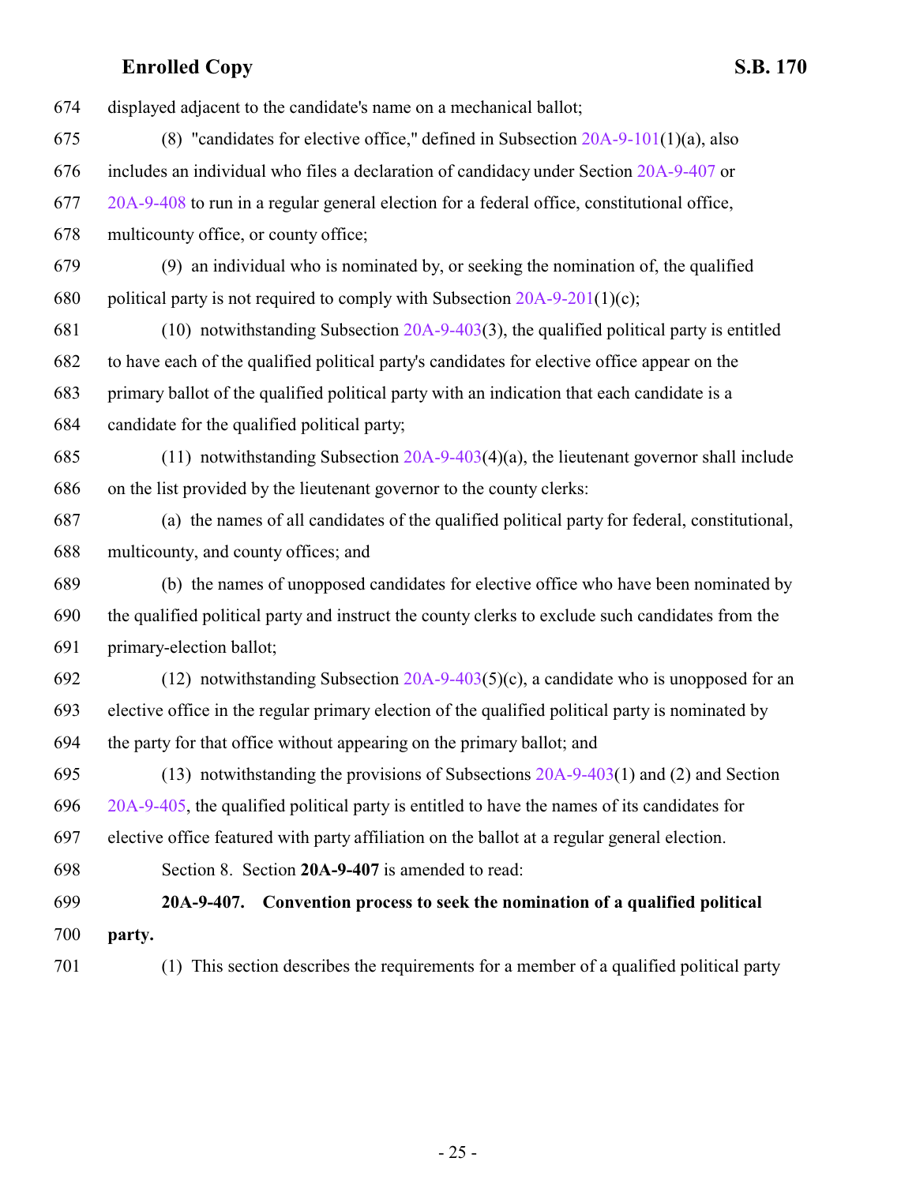displayed adjacent to the candidate's name on a mechanical ballot;

(8) "candidates for elective office," defined in Subsection 20A-9-101(1)(a), also includes an individual who files a declaration of candidacy under Section 20A-9-407 or 20A-9-408 to run in a regular general election for a federal office, constitutional office, multicounty office, or county office;

(9) an individual who is nominated by, or seeking the nomination of, the qualified political party is not required to comply with Subsection 20A-9-201(1)(c);

(10) notwithstanding Subsection 20A-9-403(3), the qualified political party is entitled to have each of the qualified political party's candidates for elective office appear on the primary ballot of the qualified political party with an indication that each candidate is a candidate for the qualified political party;

(11) notwithstanding Subsection 20A-9-403(4)(a), the lieutenant governor shall include on the list provided by the lieutenant governor to the county clerks:

(a) the names of all candidates of the qualified political party for federal, constitutional, multicounty, and county offices; and

(b) the names of unopposed candidates for elective office who have been nominated by the qualified political party and instruct the county clerks to exclude such candidates from the primary-election ballot;

(12) notwithstanding Subsection 20A-9-403(5)(c), a candidate who is unopposed for an elective office in the regular primary election of the qualified political party is nominated by the party for that office without appearing on the primary ballot; and

(13) notwithstanding the provisions of Subsections 20A-9-403(1) and (2) and Section 20A-9-405, the qualified political party is entitled to have the names of its candidates for elective office featured with party affiliation on the ballot at a regular general election.

Section 8. Section **20A-9-407** is amended to read:

**20A-9-407. Convention process to seek the nomination of a qualified political party.**

(1) This section describes the requirements for a member of a qualified political party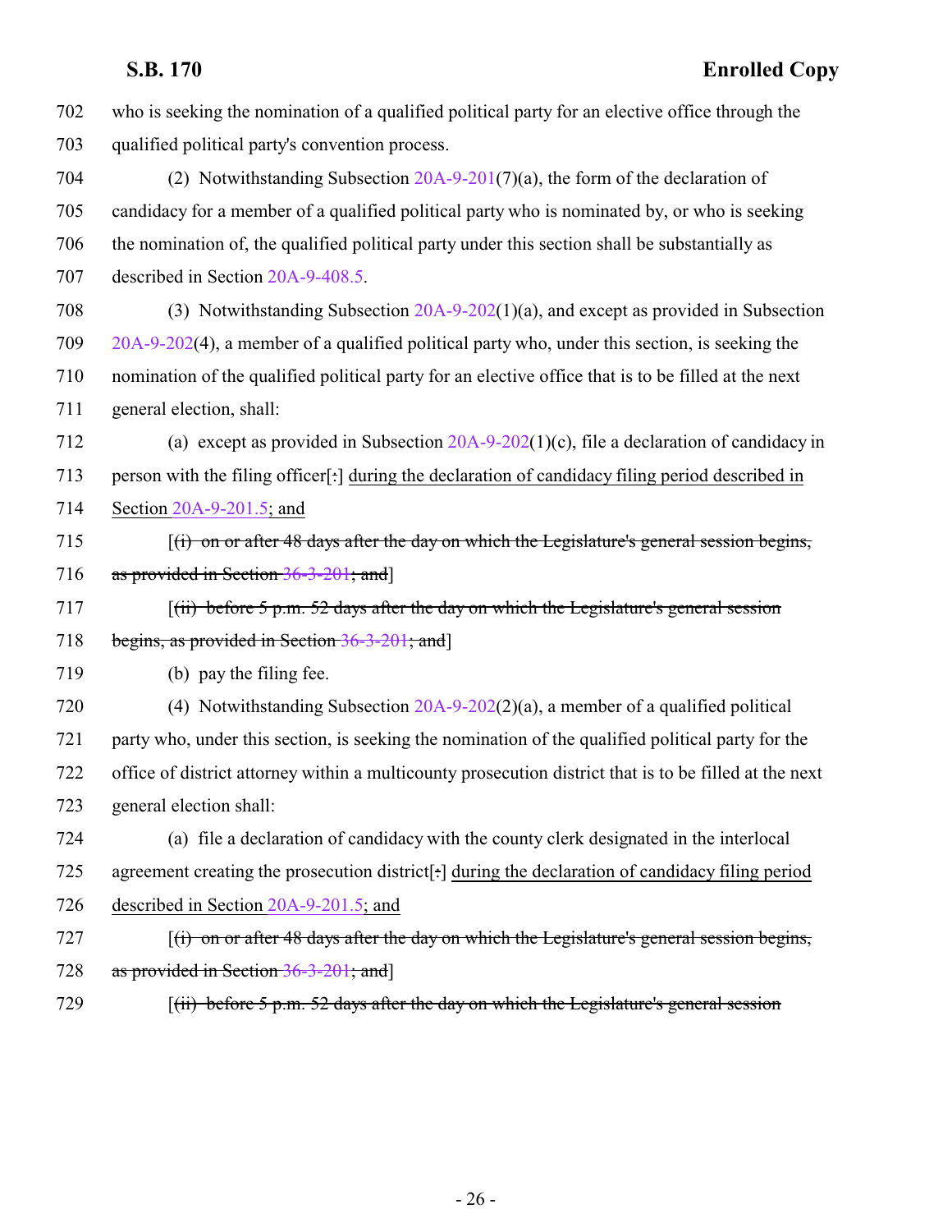702 who is seeking the nomination of a qualified political party for an elective office through the
703 qualified political party's convention process.

704 (2) Notwithstanding Subsection 20A-9-201(7)(a), the form of the declaration of
705 candidacy for a member of a qualified political party who is nominated by, or who is seeking
706 the nomination of, the qualified political party under this section shall be substantially as
707 described in Section 20A-9-408.5.

708 (3) Notwithstanding Subsection 20A-9-202(1)(a), and except as provided in Subsection
709 20A-9-202(4), a member of a qualified political party who, under this section, is seeking the
710 nomination of the qualified political party for an elective office that is to be filled at the next
711 general election, shall:

712 (a) except as provided in Subsection 20A-9-202(1)(c), file a declaration of candidacy in
713 person with the filing officer[~~:~~] <u>during the declaration of candidacy filing period described in</u>
714 <u>Section 20A-9-201.5; and</u>

715 [~~(i) on or after 48 days after the day on which the Legislature's general session begins,~~
716 ~~as provided in Section 36-3-201; and~~]

717 [~~(ii) before 5 p.m. 52 days after the day on which the Legislature's general session~~
718 ~~begins, as provided in Section 36-3-201; and~~]

719 (b) pay the filing fee.

720 (4) Notwithstanding Subsection 20A-9-202(2)(a), a member of a qualified political
721 party who, under this section, is seeking the nomination of the qualified political party for the
722 office of district attorney within a multicounty prosecution district that is to be filled at the next
723 general election shall:

724 (a) file a declaration of candidacy with the county clerk designated in the interlocal
725 agreement creating the prosecution district[~~:~~] <u>during the declaration of candidacy filing period</u>
726 <u>described in Section 20A-9-201.5; and</u>

727 [~~(i) on or after 48 days after the day on which the Legislature's general session begins,~~
728 ~~as provided in Section 36-3-201; and~~]

729 [~~(ii) before 5 p.m. 52 days after the day on which the Legislature's general session~~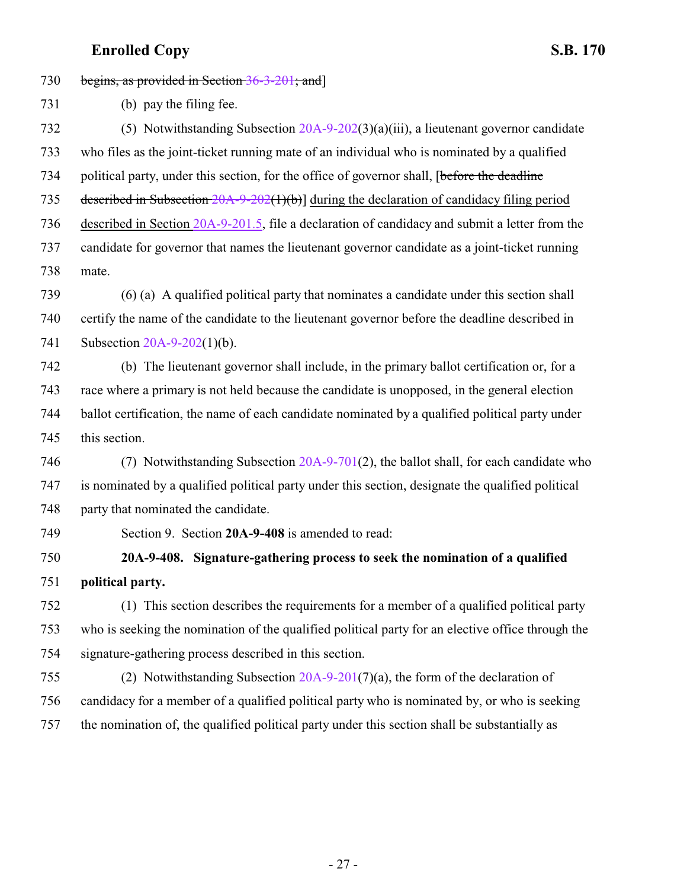730 ~~begins, as provided in Section 36-3-201; and~~]

731 (b) pay the filing fee.

732 (5) Notwithstanding Subsection 20A-9-202(3)(a)(iii), a lieutenant governor candidate
733 who files as the joint-ticket running mate of an individual who is nominated by a qualified
734 political party, under this section, for the office of governor shall, [~~before the deadline~~
735 ~~described in Subsection 20A-9-202(1)(b)~~] during the declaration of candidacy filing period
736 described in Section 20A-9-201.5, file a declaration of candidacy and submit a letter from the
737 candidate for governor that names the lieutenant governor candidate as a joint-ticket running
738 mate.

739 (6) (a) A qualified political party that nominates a candidate under this section shall
740 certify the name of the candidate to the lieutenant governor before the deadline described in
741 Subsection 20A-9-202(1)(b).

742 (b) The lieutenant governor shall include, in the primary ballot certification or, for a
743 race where a primary is not held because the candidate is unopposed, in the general election
744 ballot certification, the name of each candidate nominated by a qualified political party under
745 this section.

746 (7) Notwithstanding Subsection 20A-9-701(2), the ballot shall, for each candidate who
747 is nominated by a qualified political party under this section, designate the qualified political
748 party that nominated the candidate.

749 Section 9. Section **20A-9-408** is amended to read:

750 **20A-9-408. Signature-gathering process to seek the nomination of a qualified**
751 **political party.**

752 (1) This section describes the requirements for a member of a qualified political party
753 who is seeking the nomination of the qualified political party for an elective office through the
754 signature-gathering process described in this section.

755 (2) Notwithstanding Subsection 20A-9-201(7)(a), the form of the declaration of
756 candidacy for a member of a qualified political party who is nominated by, or who is seeking
757 the nomination of, the qualified political party under this section shall be substantially as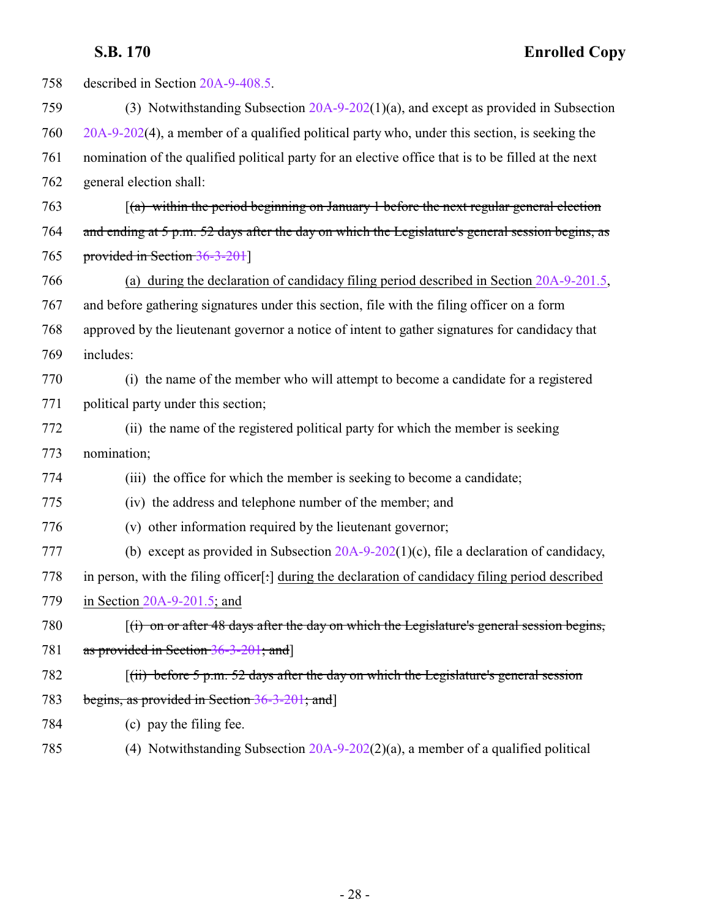758 described in Section 20A-9-408.5.

759 (3) Notwithstanding Subsection 20A-9-202(1)(a), and except as provided in Subsection
760 20A-9-202(4), a member of a qualified political party who, under this section, is seeking the
761 nomination of the qualified political party for an elective office that is to be filled at the next
762 general election shall:

763 [~~(a) within the period beginning on January 1 before the next regular general election~~
764 ~~and ending at 5 p.m. 52 days after the day on which the Legislature's general session begins, as~~
765 ~~provided in Section 36-3-201~~]

766 (a) during the declaration of candidacy filing period described in Section 20A-9-201.5,
767 and before gathering signatures under this section, file with the filing officer on a form
768 approved by the lieutenant governor a notice of intent to gather signatures for candidacy that
769 includes:

770 (i) the name of the member who will attempt to become a candidate for a registered
771 political party under this section;

772 (ii) the name of the registered political party for which the member is seeking
773 nomination;

774 (iii) the office for which the member is seeking to become a candidate;

775 (iv) the address and telephone number of the member; and

776 (v) other information required by the lieutenant governor;

777 (b) except as provided in Subsection 20A-9-202(1)(c), file a declaration of candidacy,
778 in person, with the filing officer[~~:~~] during the declaration of candidacy filing period described
779 in Section 20A-9-201.5; and

780 [~~(i) on or after 48 days after the day on which the Legislature's general session begins,~~
781 ~~as provided in Section 36-3-201; and~~]

782 [~~(ii) before 5 p.m. 52 days after the day on which the Legislature's general session~~
783 ~~begins, as provided in Section 36-3-201; and~~]

784 (c) pay the filing fee.

785 (4) Notwithstanding Subsection 20A-9-202(2)(a), a member of a qualified political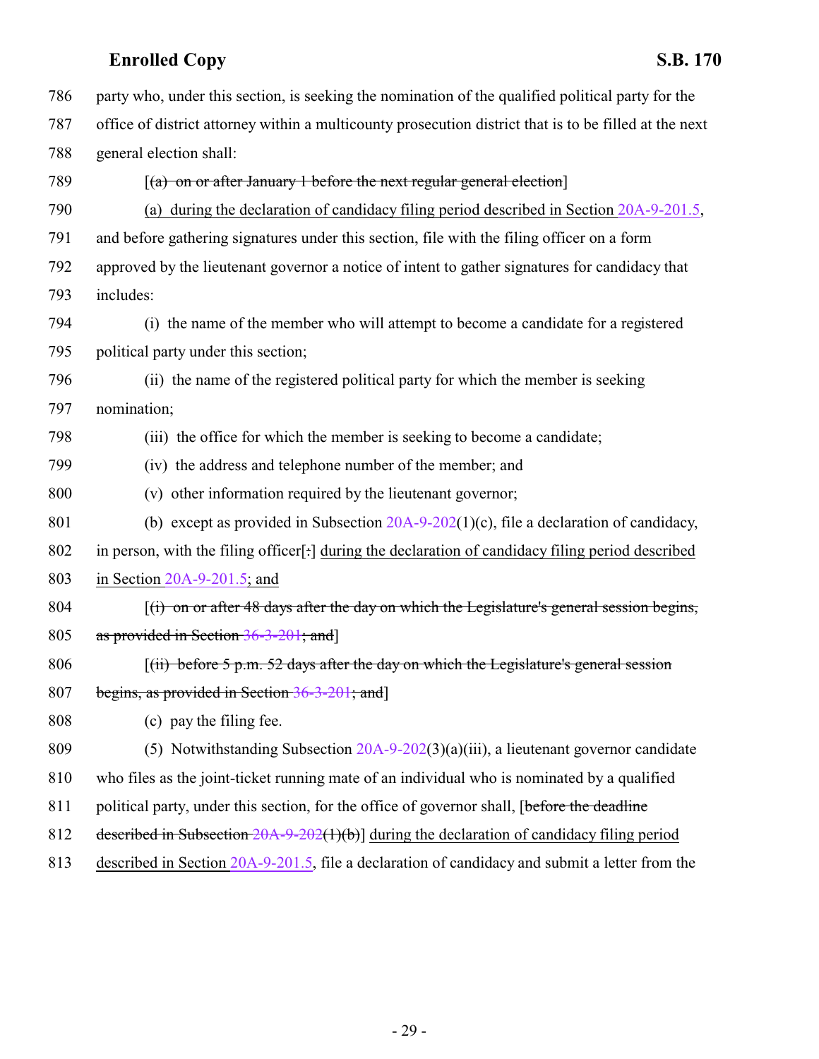786 party who, under this section, is seeking the nomination of the qualified political party for the
787 office of district attorney within a multicounty prosecution district that is to be filled at the next
788 general election shall:

789 [~~(a) on or after January 1 before the next regular general election~~]

790 (a) during the declaration of candidacy filing period described in Section 20A-9-201.5,
791 and before gathering signatures under this section, file with the filing officer on a form
792 approved by the lieutenant governor a notice of intent to gather signatures for candidacy that
793 includes:

794 (i) the name of the member who will attempt to become a candidate for a registered
795 political party under this section;

796 (ii) the name of the registered political party for which the member is seeking
797 nomination;

798 (iii) the office for which the member is seeking to become a candidate;

799 (iv) the address and telephone number of the member; and

800 (v) other information required by the lieutenant governor;

801 (b) except as provided in Subsection 20A-9-202(1)(c), file a declaration of candidacy,
802 in person, with the filing officer[~~:~~] during the declaration of candidacy filing period described
803 in Section 20A-9-201.5; and

804 [~~(i) on or after 48 days after the day on which the Legislature's general session begins,~~
805 ~~as provided in Section 36-3-201; and~~]

806 [~~(ii) before 5 p.m. 52 days after the day on which the Legislature's general session~~
807 ~~begins, as provided in Section 36-3-201; and~~]

808 (c) pay the filing fee.

809 (5) Notwithstanding Subsection 20A-9-202(3)(a)(iii), a lieutenant governor candidate
810 who files as the joint-ticket running mate of an individual who is nominated by a qualified
811 political party, under this section, for the office of governor shall, [~~before the deadline~~
812 ~~described in Subsection 20A-9-202(1)(b)~~] during the declaration of candidacy filing period
813 described in Section 20A-9-201.5, file a declaration of candidacy and submit a letter from the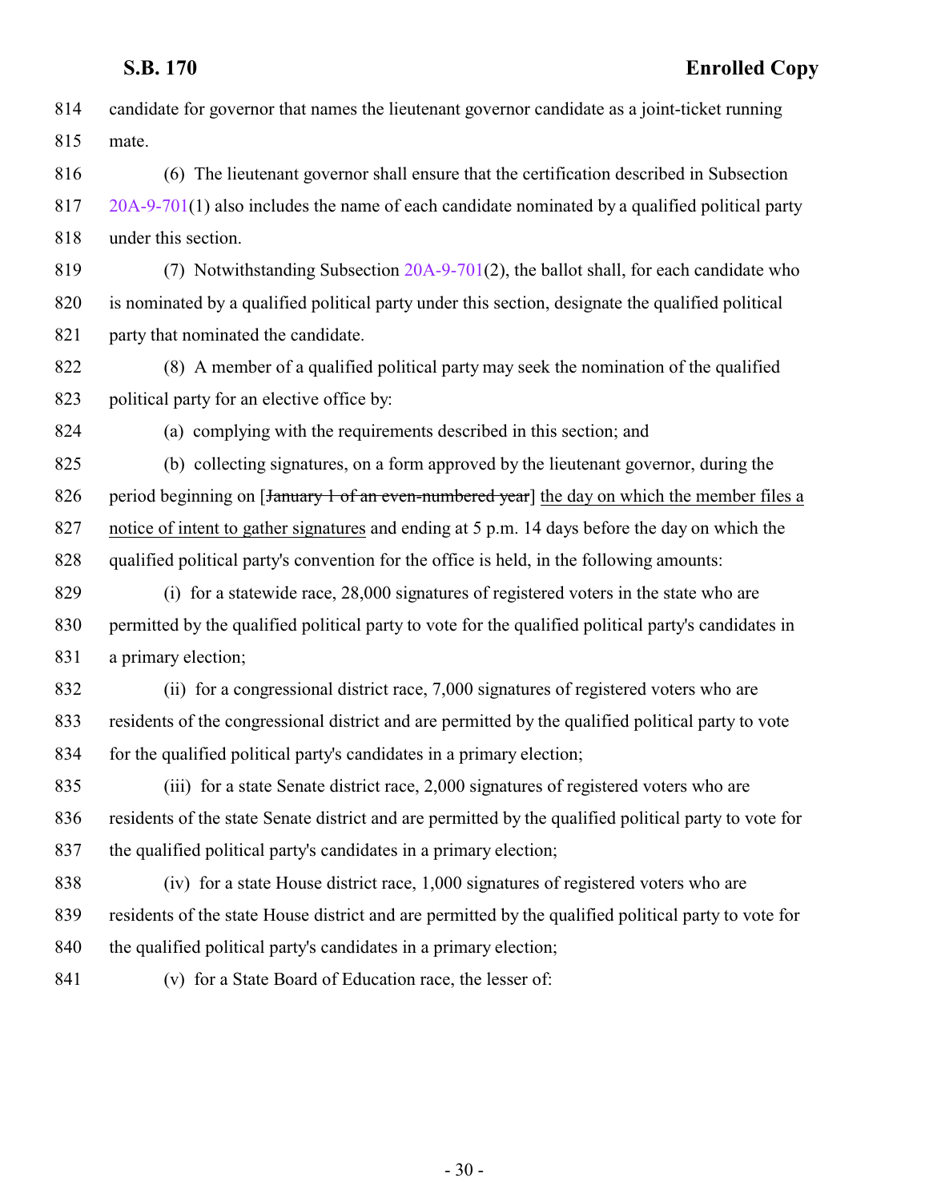814 candidate for governor that names the lieutenant governor candidate as a joint-ticket running
815 mate.

816 (6) The lieutenant governor shall ensure that the certification described in Subsection
817 20A-9-701(1) also includes the name of each candidate nominated by a qualified political party
818 under this section.

819 (7) Notwithstanding Subsection 20A-9-701(2), the ballot shall, for each candidate who
820 is nominated by a qualified political party under this section, designate the qualified political
821 party that nominated the candidate.

822 (8) A member of a qualified political party may seek the nomination of the qualified
823 political party for an elective office by:

824 (a) complying with the requirements described in this section; and

825 (b) collecting signatures, on a form approved by the lieutenant governor, during the
826 period beginning on [~~January 1 of an even-numbered year~~] <u>the day on which the member files a</u>
827 <u>notice of intent to gather signatures</u> and ending at 5 p.m. 14 days before the day on which the
828 qualified political party's convention for the office is held, in the following amounts:

829 (i) for a statewide race, 28,000 signatures of registered voters in the state who are
830 permitted by the qualified political party to vote for the qualified political party's candidates in
831 a primary election;

832 (ii) for a congressional district race, 7,000 signatures of registered voters who are
833 residents of the congressional district and are permitted by the qualified political party to vote
834 for the qualified political party's candidates in a primary election;

835 (iii) for a state Senate district race, 2,000 signatures of registered voters who are
836 residents of the state Senate district and are permitted by the qualified political party to vote for
837 the qualified political party's candidates in a primary election;

838 (iv) for a state House district race, 1,000 signatures of registered voters who are
839 residents of the state House district and are permitted by the qualified political party to vote for
840 the qualified political party's candidates in a primary election;

841 (v) for a State Board of Education race, the lesser of: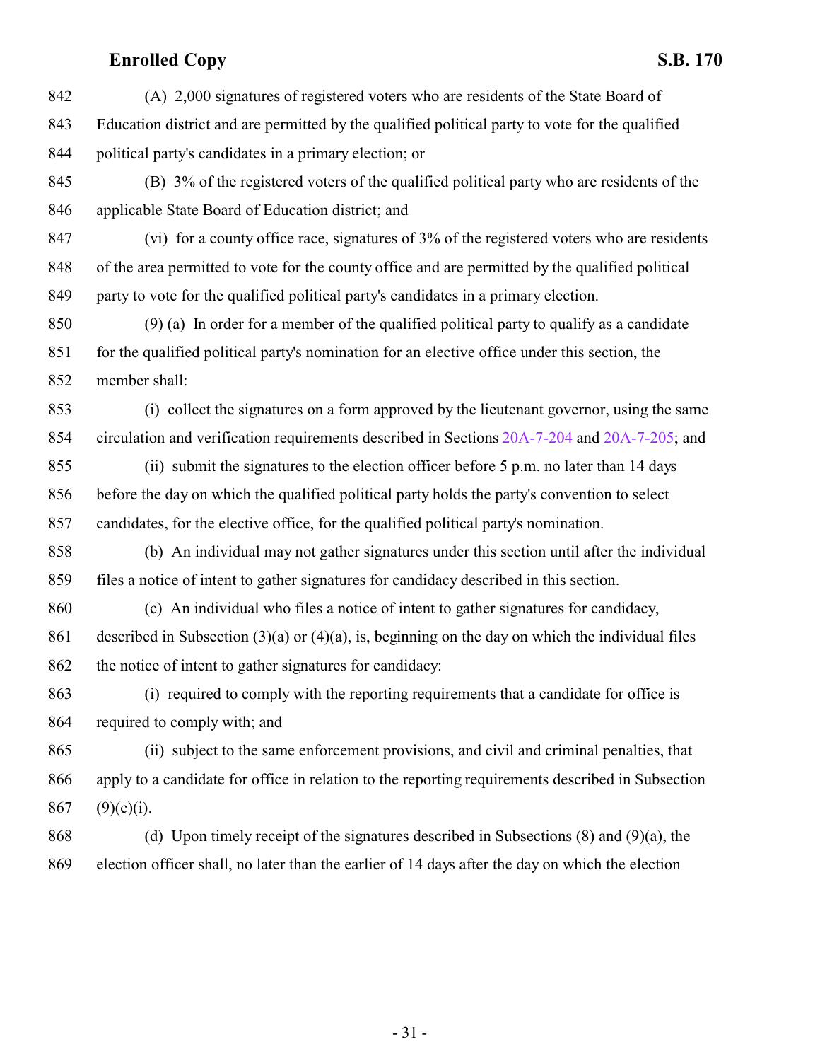(A) 2,000 signatures of registered voters who are residents of the State Board of Education district and are permitted by the qualified political party to vote for the qualified political party's candidates in a primary election; or

(B) 3% of the registered voters of the qualified political party who are residents of the applicable State Board of Education district; and

(vi) for a county office race, signatures of 3% of the registered voters who are residents of the area permitted to vote for the county office and are permitted by the qualified political party to vote for the qualified political party's candidates in a primary election.

(9) (a) In order for a member of the qualified political party to qualify as a candidate for the qualified political party's nomination for an elective office under this section, the member shall:

(i) collect the signatures on a form approved by the lieutenant governor, using the same circulation and verification requirements described in Sections 20A-7-204 and 20A-7-205; and

(ii) submit the signatures to the election officer before 5 p.m. no later than 14 days before the day on which the qualified political party holds the party's convention to select candidates, for the elective office, for the qualified political party's nomination.

(b) An individual may not gather signatures under this section until after the individual files a notice of intent to gather signatures for candidacy described in this section.

(c) An individual who files a notice of intent to gather signatures for candidacy, described in Subsection (3)(a) or (4)(a), is, beginning on the day on which the individual files the notice of intent to gather signatures for candidacy:

(i) required to comply with the reporting requirements that a candidate for office is required to comply with; and

(ii) subject to the same enforcement provisions, and civil and criminal penalties, that apply to a candidate for office in relation to the reporting requirements described in Subsection (9)(c)(i).

(d) Upon timely receipt of the signatures described in Subsections (8) and (9)(a), the election officer shall, no later than the earlier of 14 days after the day on which the election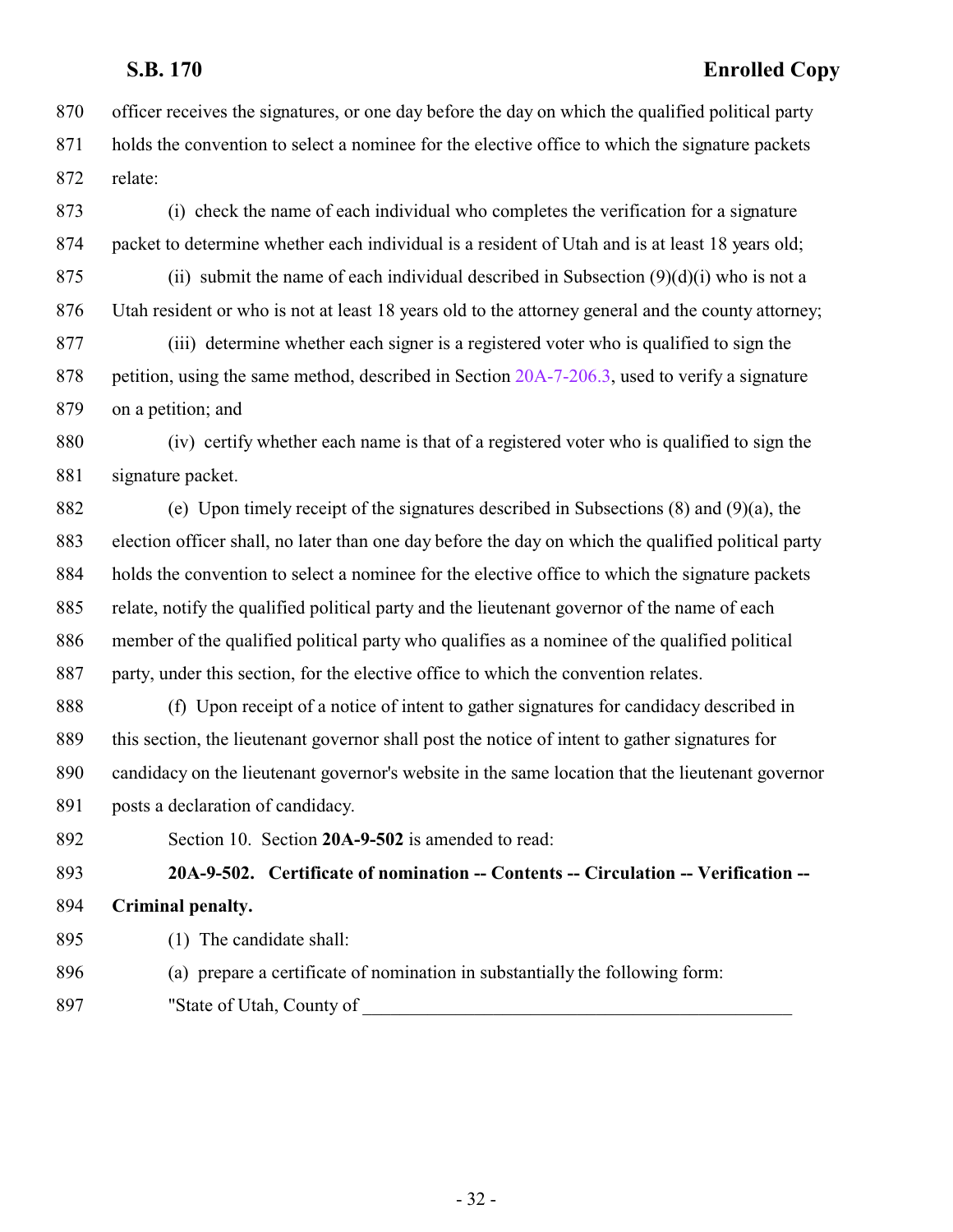officer receives the signatures, or one day before the day on which the qualified political party holds the convention to select a nominee for the elective office to which the signature packets relate:

(i) check the name of each individual who completes the verification for a signature packet to determine whether each individual is a resident of Utah and is at least 18 years old;

(ii) submit the name of each individual described in Subsection (9)(d)(i) who is not a Utah resident or who is not at least 18 years old to the attorney general and the county attorney;

(iii) determine whether each signer is a registered voter who is qualified to sign the petition, using the same method, described in Section 20A-7-206.3, used to verify a signature on a petition; and

(iv) certify whether each name is that of a registered voter who is qualified to sign the signature packet.

(e) Upon timely receipt of the signatures described in Subsections (8) and (9)(a), the election officer shall, no later than one day before the day on which the qualified political party holds the convention to select a nominee for the elective office to which the signature packets relate, notify the qualified political party and the lieutenant governor of the name of each member of the qualified political party who qualifies as a nominee of the qualified political party, under this section, for the elective office to which the convention relates.

(f) Upon receipt of a notice of intent to gather signatures for candidacy described in this section, the lieutenant governor shall post the notice of intent to gather signatures for candidacy on the lieutenant governor's website in the same location that the lieutenant governor posts a declaration of candidacy.

Section 10. Section **20A-9-502** is amended to read:

**20A-9-502. Certificate of nomination -- Contents -- Circulation -- Verification -- Criminal penalty.**

(1) The candidate shall:

(a) prepare a certificate of nomination in substantially the following form:

"State of Utah, County of ______________________________________________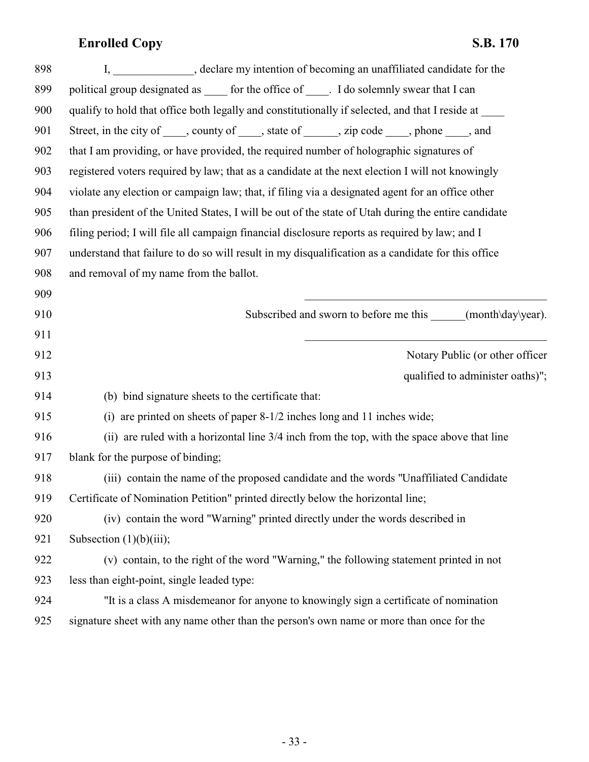I, ______________, declare my intention of becoming an unaffiliated candidate for the political group designated as ____ for the office of ____. I do solemnly swear that I can qualify to hold that office both legally and constitutionally if selected, and that I reside at ____ Street, in the city of ____, county of ____, state of ______, zip code ____, phone ____, and that I am providing, or have provided, the required number of holographic signatures of registered voters required by law; that as a candidate at the next election I will not knowingly violate any election or campaign law; that, if filing via a designated agent for an office other than president of the United States, I will be out of the state of Utah during the entire candidate filing period; I will file all campaign financial disclosure reports as required by law; and I understand that failure to do so will result in my disqualification as a candidate for this office and removal of my name from the ballot.

____________________________________________

Subscribed and sworn to before me this ______(month\day\year).

____________________________________________

Notary Public (or other officer qualified to administer oaths)";

(b) bind signature sheets to the certificate that:

(i) are printed on sheets of paper 8-1/2 inches long and 11 inches wide;

(ii) are ruled with a horizontal line 3/4 inch from the top, with the space above that line blank for the purpose of binding;

(iii) contain the name of the proposed candidate and the words "Unaffiliated Candidate Certificate of Nomination Petition" printed directly below the horizontal line;

(iv) contain the word "Warning" printed directly under the words described in Subsection (1)(b)(iii);

(v) contain, to the right of the word "Warning," the following statement printed in not less than eight-point, single leaded type:

"It is a class A misdemeanor for anyone to knowingly sign a certificate of nomination signature sheet with any name other than the person's own name or more than once for the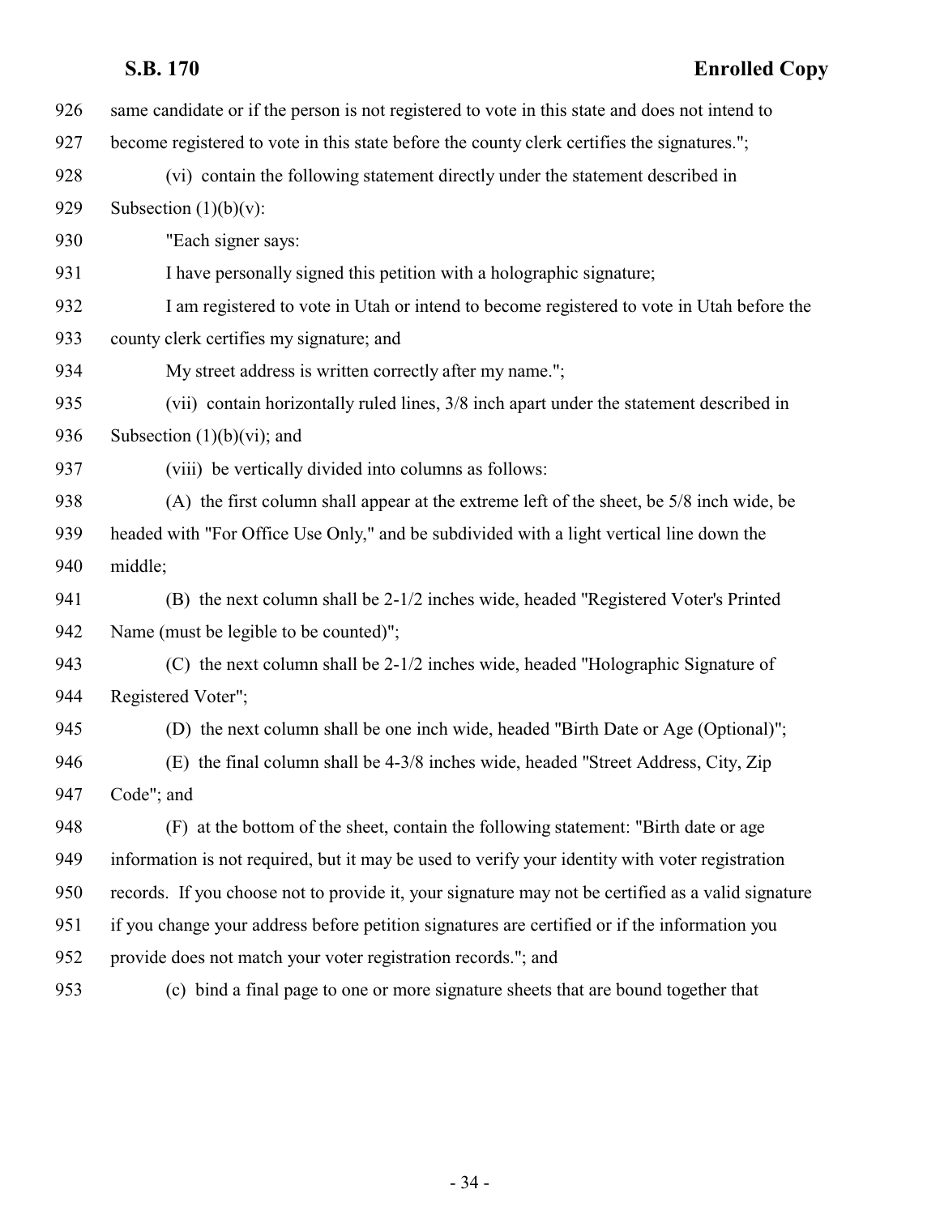same candidate or if the person is not registered to vote in this state and does not intend to become registered to vote in this state before the county clerk certifies the signatures.";

(vi) contain the following statement directly under the statement described in Subsection (1)(b)(v):

"Each signer says:

I have personally signed this petition with a holographic signature;

I am registered to vote in Utah or intend to become registered to vote in Utah before the county clerk certifies my signature; and

My street address is written correctly after my name.";

(vii) contain horizontally ruled lines, 3/8 inch apart under the statement described in Subsection (1)(b)(vi); and

(viii) be vertically divided into columns as follows:

(A) the first column shall appear at the extreme left of the sheet, be 5/8 inch wide, be headed with "For Office Use Only," and be subdivided with a light vertical line down the middle;

(B) the next column shall be 2-1/2 inches wide, headed "Registered Voter's Printed Name (must be legible to be counted)";

(C) the next column shall be 2-1/2 inches wide, headed "Holographic Signature of Registered Voter";

(D) the next column shall be one inch wide, headed "Birth Date or Age (Optional)";

(E) the final column shall be 4-3/8 inches wide, headed "Street Address, City, Zip Code"; and

(F) at the bottom of the sheet, contain the following statement: "Birth date or age information is not required, but it may be used to verify your identity with voter registration records. If you choose not to provide it, your signature may not be certified as a valid signature if you change your address before petition signatures are certified or if the information you provide does not match your voter registration records."; and

(c) bind a final page to one or more signature sheets that are bound together that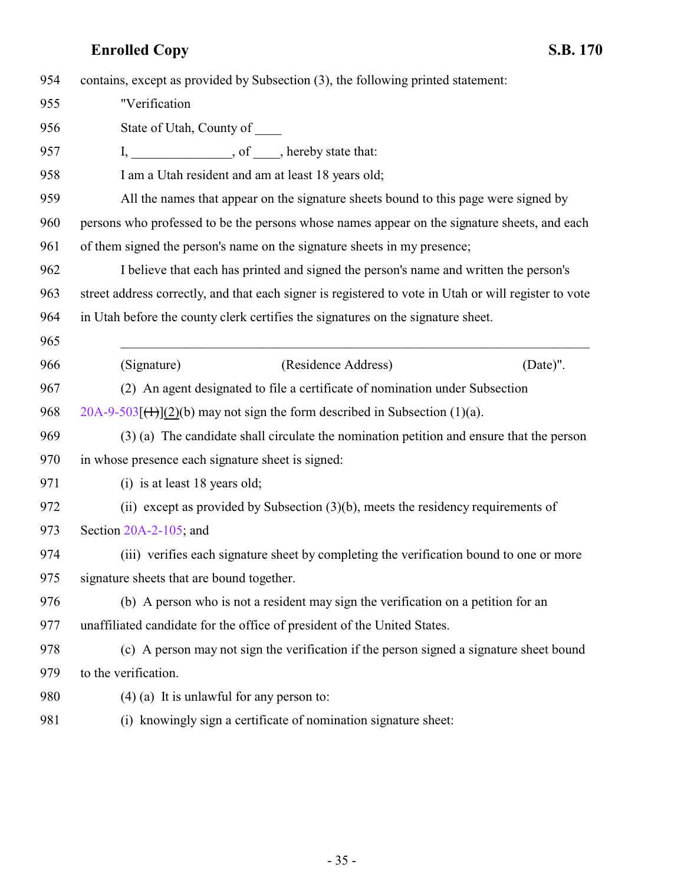contains, except as provided by Subsection (3), the following printed statement:

"Verification

State of Utah, County of ____

I, _______________, of ____, hereby state that:

I am a Utah resident and am at least 18 years old;

All the names that appear on the signature sheets bound to this page were signed by persons who professed to be the persons whose names appear on the signature sheets, and each of them signed the person's name on the signature sheets in my presence;

I believe that each has printed and signed the person's name and written the person's street address correctly, and that each signer is registered to vote in Utah or will register to vote in Utah before the county clerk certifies the signatures on the signature sheet.

\_\_\_\_\_\_\_\_\_\_\_\_\_\_\_\_\_\_\_\_\_\_\_\_\_\_\_\_\_\_\_\_\_\_\_\_\_\_\_\_\_\_\_\_\_\_\_\_\_\_\_\_\_\_\_\_\_\_\_\_

(Signature) (Residence Address) (Date)".

(2) An agent designated to file a certificate of nomination under Subsection 20A-9-503[~~(1)~~](2)(b) may not sign the form described in Subsection (1)(a).

(3) (a) The candidate shall circulate the nomination petition and ensure that the person in whose presence each signature sheet is signed:

(i) is at least 18 years old;

(ii) except as provided by Subsection (3)(b), meets the residency requirements of Section 20A-2-105; and

(iii) verifies each signature sheet by completing the verification bound to one or more signature sheets that are bound together.

(b) A person who is not a resident may sign the verification on a petition for an unaffiliated candidate for the office of president of the United States.

(c) A person may not sign the verification if the person signed a signature sheet bound to the verification.

(4) (a) It is unlawful for any person to:

(i) knowingly sign a certificate of nomination signature sheet: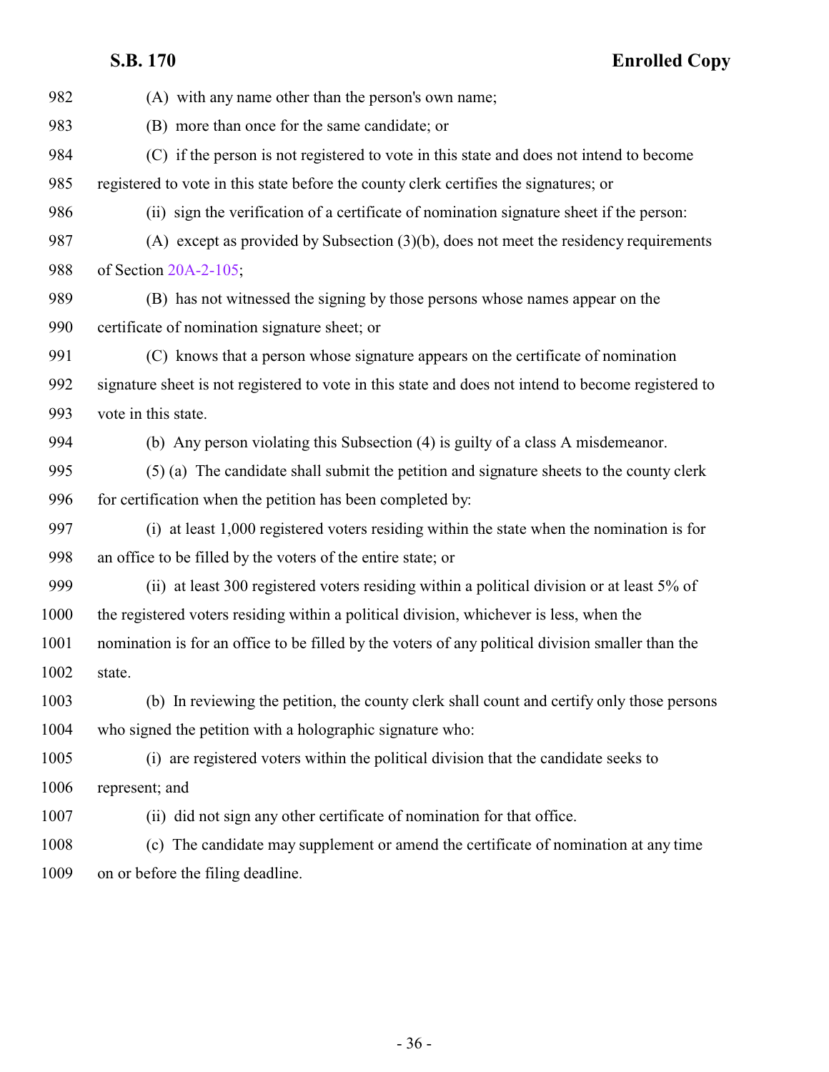(A) with any name other than the person's own name;

(B) more than once for the same candidate; or

(C) if the person is not registered to vote in this state and does not intend to become registered to vote in this state before the county clerk certifies the signatures; or

(ii) sign the verification of a certificate of nomination signature sheet if the person:

(A) except as provided by Subsection (3)(b), does not meet the residency requirements of Section 20A-2-105;

(B) has not witnessed the signing by those persons whose names appear on the certificate of nomination signature sheet; or

(C) knows that a person whose signature appears on the certificate of nomination signature sheet is not registered to vote in this state and does not intend to become registered to vote in this state.

(b) Any person violating this Subsection (4) is guilty of a class A misdemeanor.

(5) (a) The candidate shall submit the petition and signature sheets to the county clerk for certification when the petition has been completed by:

(i) at least 1,000 registered voters residing within the state when the nomination is for an office to be filled by the voters of the entire state; or

(ii) at least 300 registered voters residing within a political division or at least 5% of the registered voters residing within a political division, whichever is less, when the nomination is for an office to be filled by the voters of any political division smaller than the state.

(b) In reviewing the petition, the county clerk shall count and certify only those persons who signed the petition with a holographic signature who:

(i) are registered voters within the political division that the candidate seeks to represent; and

(ii) did not sign any other certificate of nomination for that office.

(c) The candidate may supplement or amend the certificate of nomination at any time on or before the filing deadline.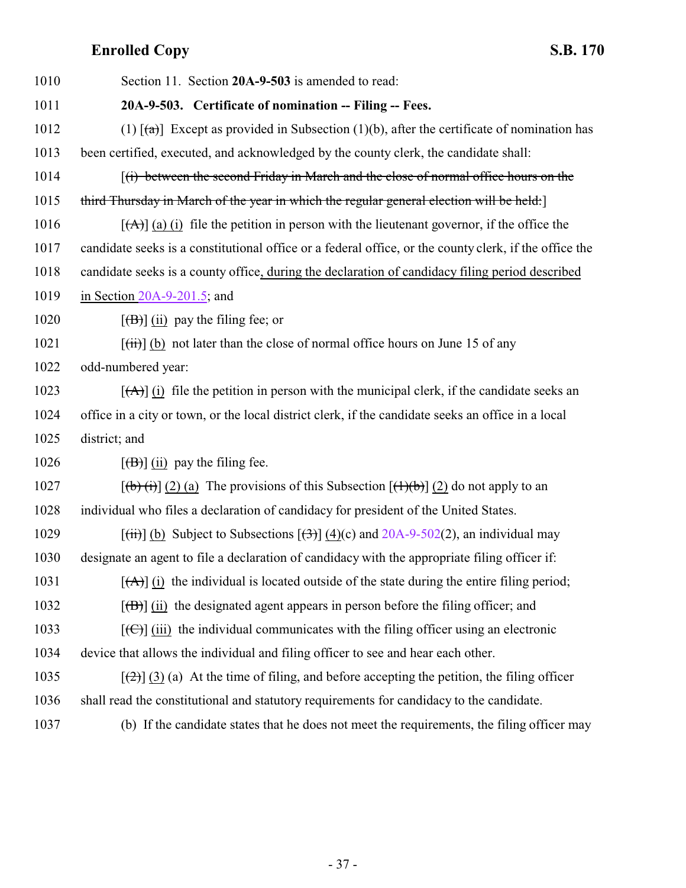1010 Section 11. Section **20A-9-503** is amended to read:

1011 **20A-9-503. Certificate of nomination -- Filing -- Fees.**

1012 (1) [~~(a)~~] Except as provided in Subsection (1)(b), after the certificate of nomination has

1013 been certified, executed, and acknowledged by the county clerk, the candidate shall:

1014 [~~(i) between the second Friday in March and the close of normal office hours on the~~

1015 ~~third Thursday in March of the year in which the regular general election will be held:~~]

1016 [~~(A)~~] (a) (i) file the petition in person with the lieutenant governor, if the office the

1017 candidate seeks is a constitutional office or a federal office, or the county clerk, if the office the

1018 candidate seeks is a county office, during the declaration of candidacy filing period described

1019 in Section 20A-9-201.5; and

1020 [~~(B)~~] (ii) pay the filing fee; or

1021 [~~(ii)~~] (b) not later than the close of normal office hours on June 15 of any

1022 odd-numbered year:

1023 [~~(A)~~] (i) file the petition in person with the municipal clerk, if the candidate seeks an

1024 office in a city or town, or the local district clerk, if the candidate seeks an office in a local

1025 district; and

1026 [~~(B)~~] (ii) pay the filing fee.

1027 [~~(b) (i)~~] (2) (a) The provisions of this Subsection [~~(1)(b)~~] (2) do not apply to an

1028 individual who files a declaration of candidacy for president of the United States.

1029 [~~(ii)~~] (b) Subject to Subsections [~~(3)~~] (4)(c) and 20A-9-502(2), an individual may

1030 designate an agent to file a declaration of candidacy with the appropriate filing officer if:

1031 [~~(A)~~] (i) the individual is located outside of the state during the entire filing period;

1032 [~~(B)~~] (ii) the designated agent appears in person before the filing officer; and

1033 [~~(C)~~] (iii) the individual communicates with the filing officer using an electronic

1034 device that allows the individual and filing officer to see and hear each other.

1035 [~~(2)~~] (3) (a) At the time of filing, and before accepting the petition, the filing officer

1036 shall read the constitutional and statutory requirements for candidacy to the candidate.

1037 (b) If the candidate states that he does not meet the requirements, the filing officer may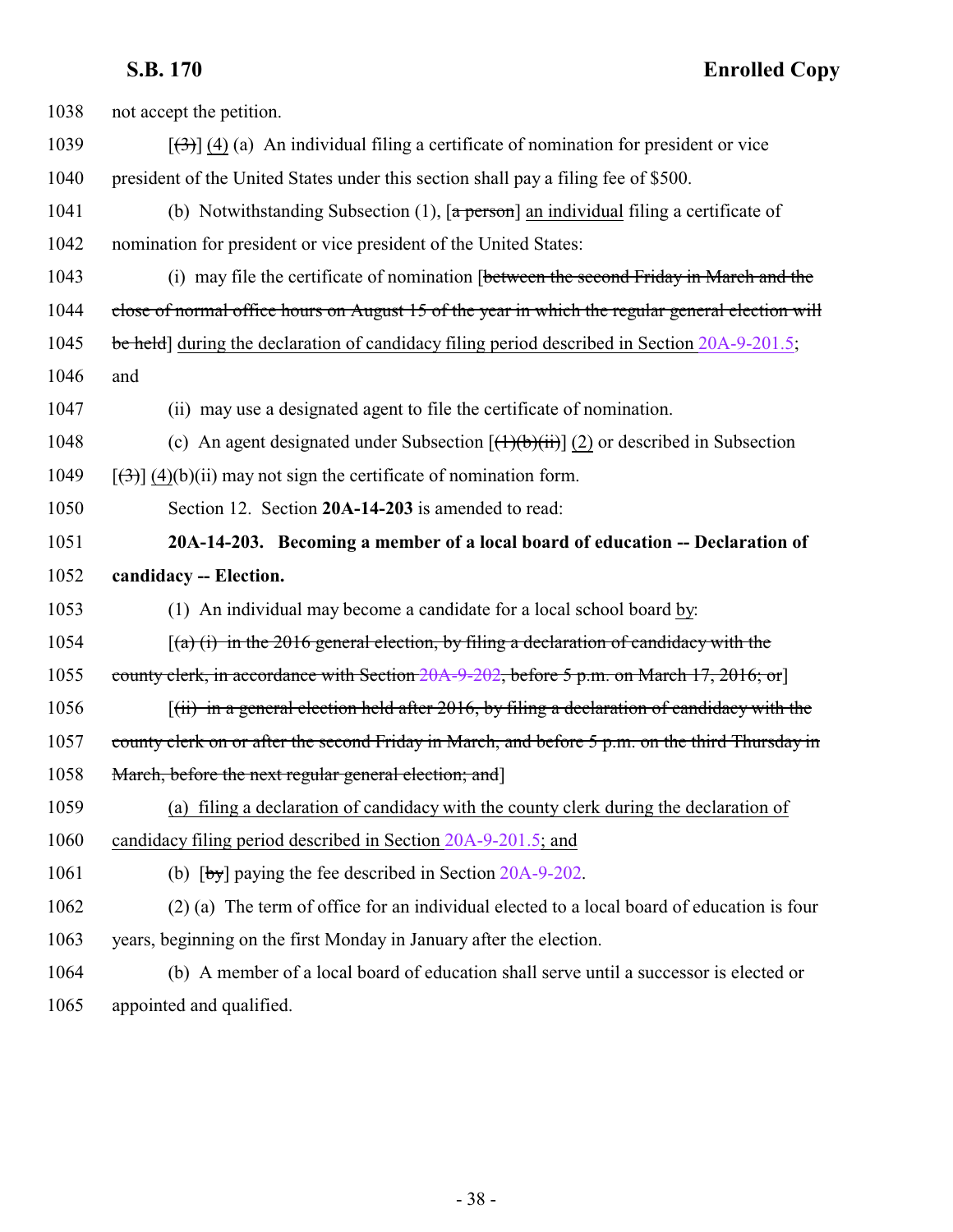not accept the petition.

[~~(3)~~] <u>(4)</u> (a) An individual filing a certificate of nomination for president or vice president of the United States under this section shall pay a filing fee of $500.

(b) Notwithstanding Subsection (1), [~~a person~~] <u>an individual</u> filing a certificate of nomination for president or vice president of the United States:

(i) may file the certificate of nomination [~~between the second Friday in March and the close of normal office hours on August 15 of the year in which the regular general election will be held~~] <u>during the declaration of candidacy filing period described in Section 20A-9-201.5</u>; and

(ii) may use a designated agent to file the certificate of nomination.

(c) An agent designated under Subsection [~~(1)(b)(ii)~~] <u>(2)</u> or described in Subsection [~~(3)~~] <u>(4)</u>(b)(ii) may not sign the certificate of nomination form.

Section 12. Section **20A-14-203** is amended to read:

**20A-14-203. Becoming a member of a local board of education -- Declaration of candidacy -- Election.**

(1) An individual may become a candidate for a local school board <u>by</u>:

[~~(a) (i) in the 2016 general election, by filing a declaration of candidacy with the county clerk, in accordance with Section 20A-9-202, before 5 p.m. on March 17, 2016; or~~]

[~~(ii) in a general election held after 2016, by filing a declaration of candidacy with the county clerk on or after the second Friday in March, and before 5 p.m. on the third Thursday in March, before the next regular general election; and~~]

<u>(a) filing a declaration of candidacy with the county clerk during the declaration of candidacy filing period described in Section 20A-9-201.5; and</u>

(b) [~~by~~] paying the fee described in Section 20A-9-202.

(2) (a) The term of office for an individual elected to a local board of education is four years, beginning on the first Monday in January after the election.

(b) A member of a local board of education shall serve until a successor is elected or appointed and qualified.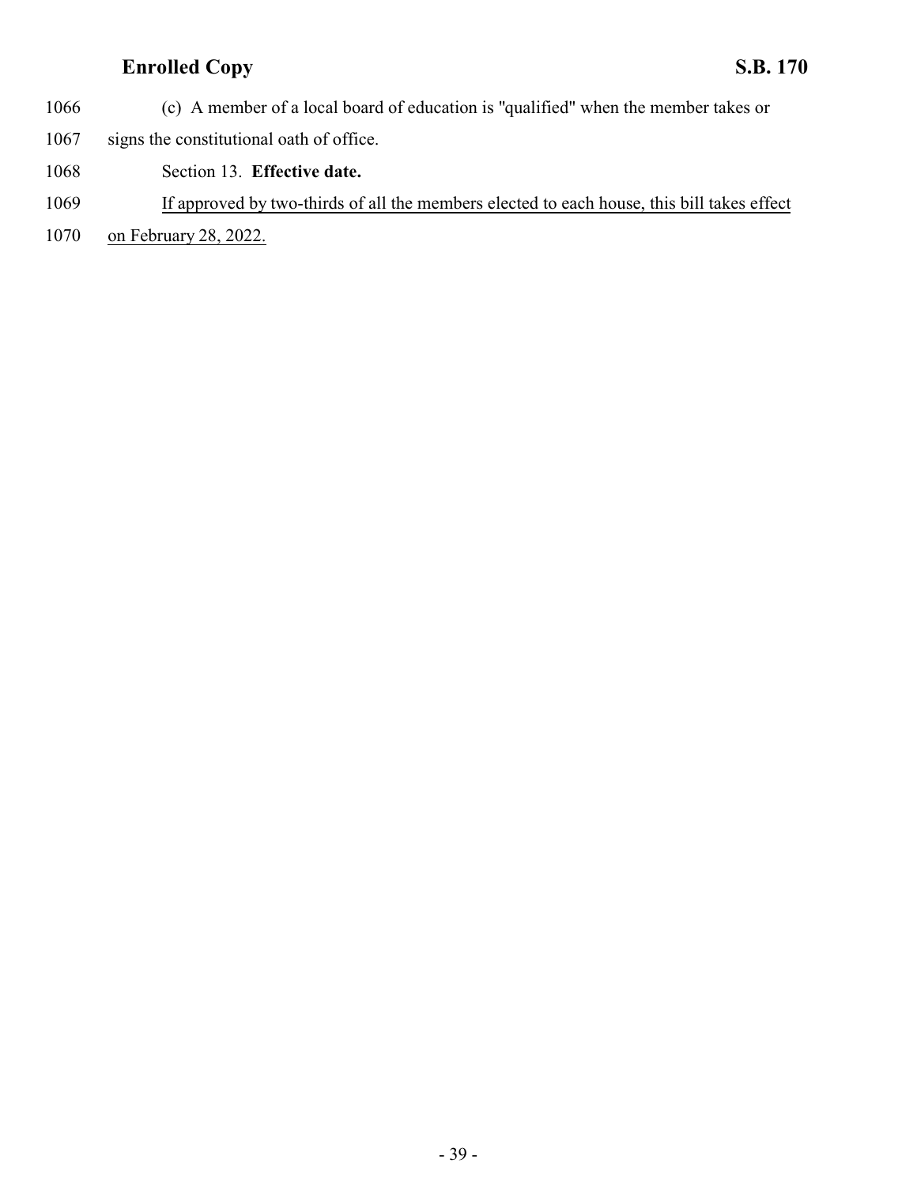(c) A member of a local board of education is "qualified" when the member takes or signs the constitutional oath of office.

Section 13. **Effective date.**

If approved by two-thirds of all the members elected to each house, this bill takes effect on February 28, 2022.